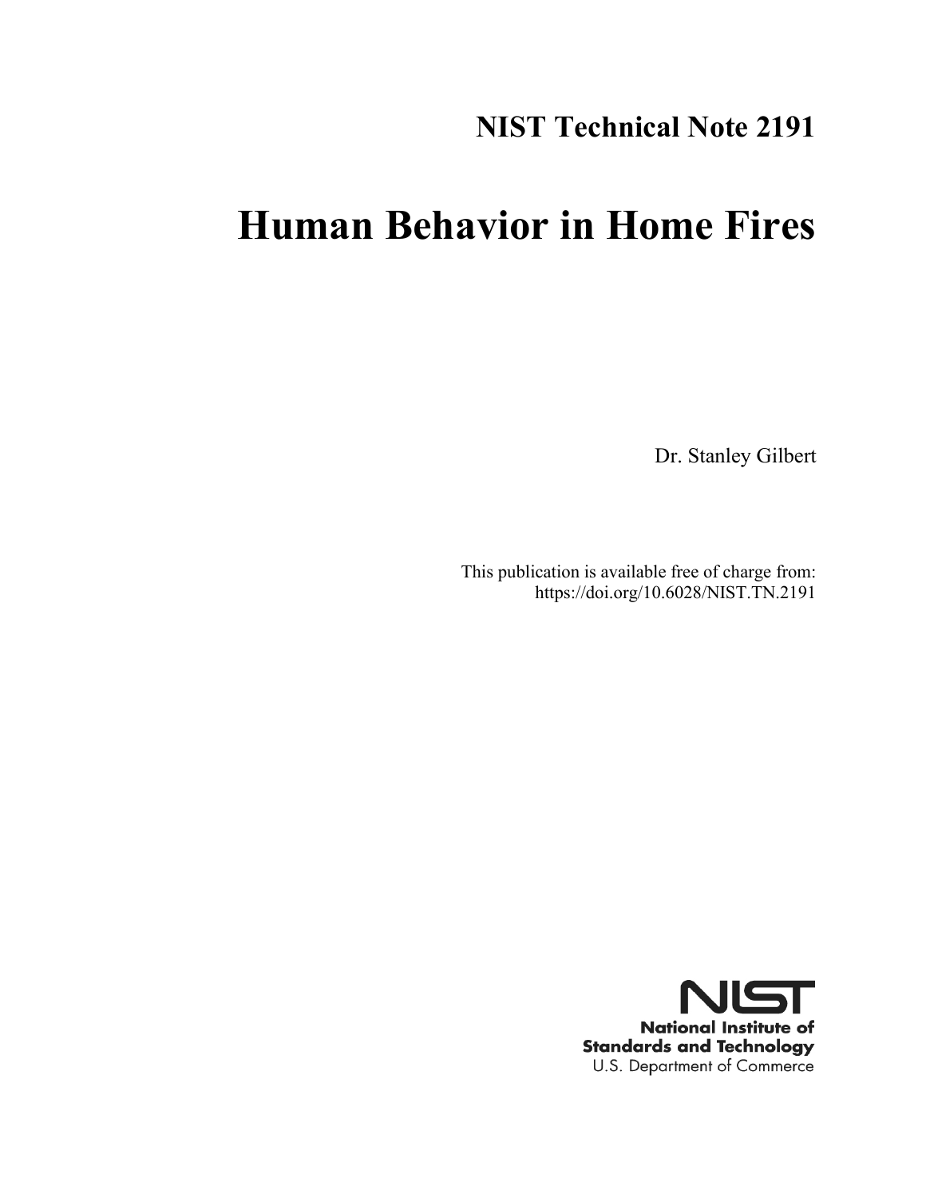**NIST Technical Note 2191**

# Human Behavior in Home Fires

Dr. Stanley Gilbert

This publication is available free of charge from:
https://doi.org/10.6028/NIST.TN.2191

NIST
National Institute of
Standards and Technology
U.S. Department of Commerce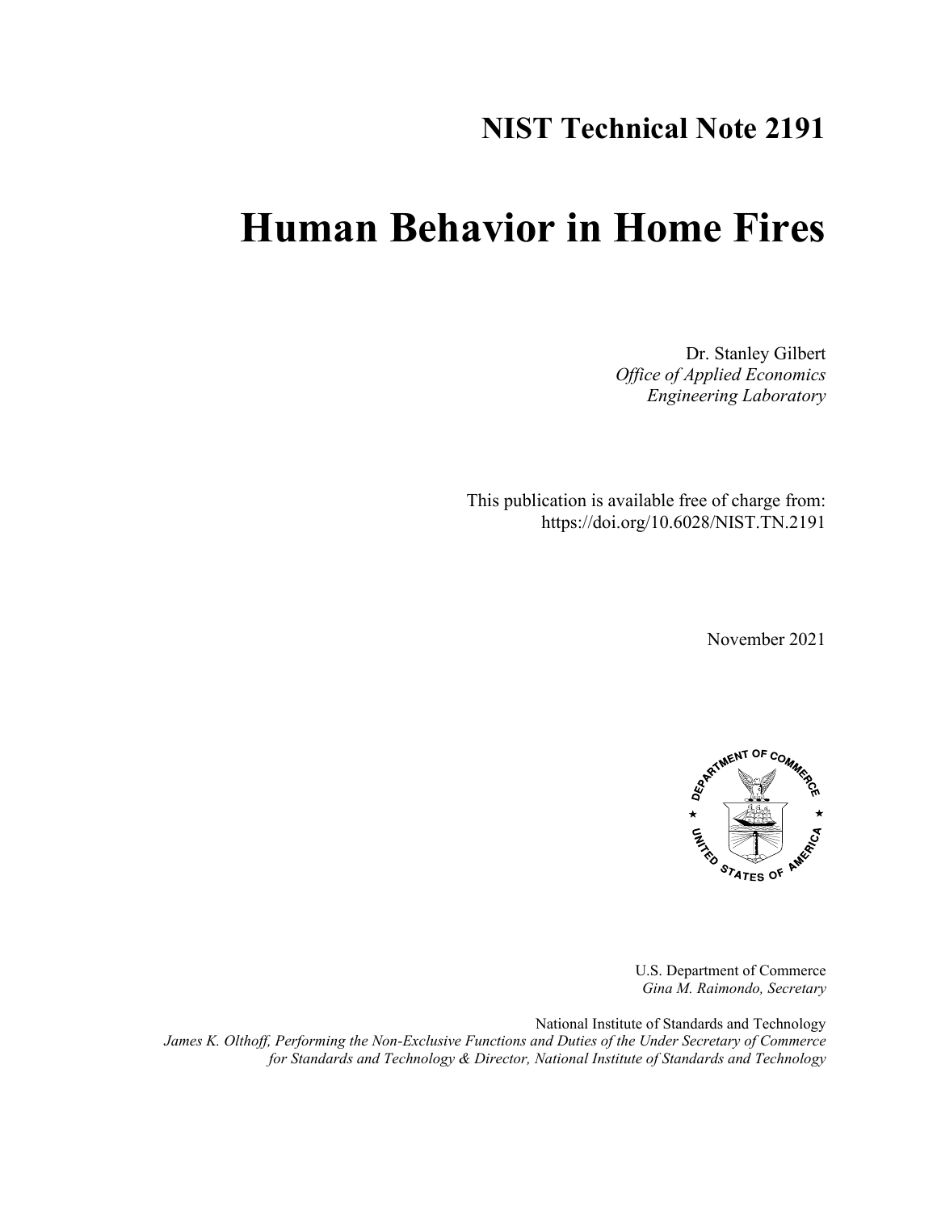# NIST Technical Note 2191

# Human Behavior in Home Fires

Dr. Stanley Gilbert  
*Office of Applied Economics*  
*Engineering Laboratory*

This publication is available free of charge from:  
https://doi.org/10.6028/NIST.TN.2191

November 2021

U.S. Department of Commerce  
*Gina M. Raimondo, Secretary*

National Institute of Standards and Technology  
*James K. Olthoff, Performing the Non-Exclusive Functions and Duties of the Under Secretary of Commerce for Standards and Technology & Director, National Institute of Standards and Technology*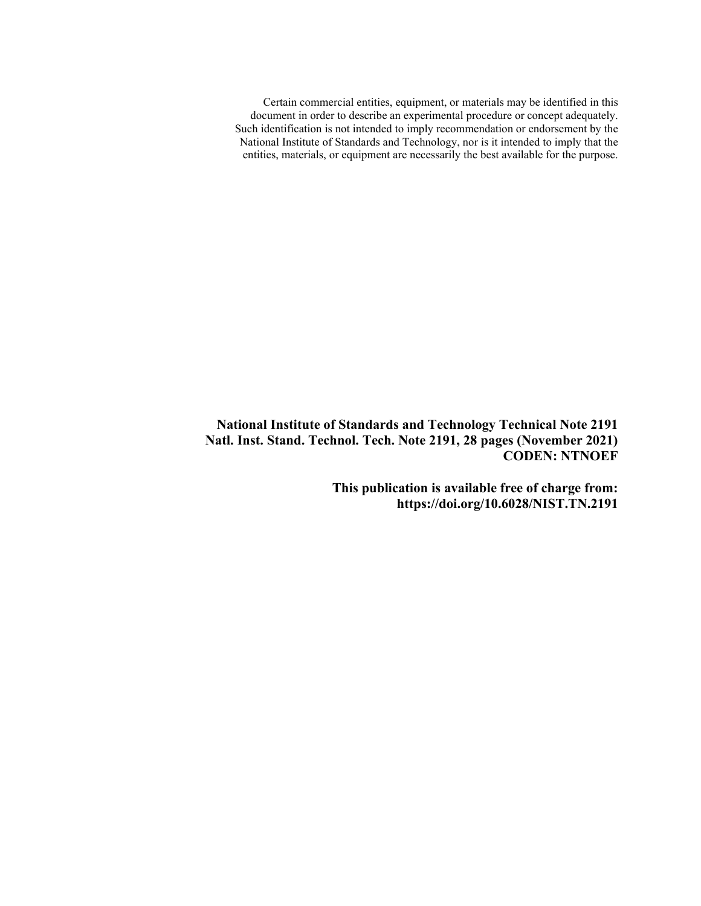Certain commercial entities, equipment, or materials may be identified in this document in order to describe an experimental procedure or concept adequately. Such identification is not intended to imply recommendation or endorsement by the National Institute of Standards and Technology, nor is it intended to imply that the entities, materials, or equipment are necessarily the best available for the purpose.

**National Institute of Standards and Technology Technical Note 2191**
**Natl. Inst. Stand. Technol. Tech. Note 2191, 28 pages (November 2021)**
**CODEN: NTNOEF**

**This publication is available free of charge from:**
**https://doi.org/10.6028/NIST.TN.2191**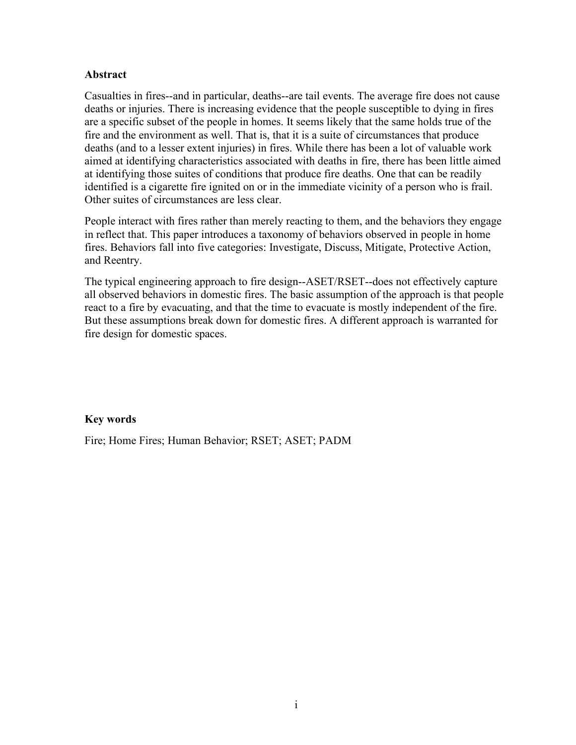## Abstract

Casualties in fires--and in particular, deaths--are tail events. The average fire does not cause deaths or injuries. There is increasing evidence that the people susceptible to dying in fires are a specific subset of the people in homes. It seems likely that the same holds true of the fire and the environment as well. That is, that it is a suite of circumstances that produce deaths (and to a lesser extent injuries) in fires. While there has been a lot of valuable work aimed at identifying characteristics associated with deaths in fire, there has been little aimed at identifying those suites of conditions that produce fire deaths. One that can be readily identified is a cigarette fire ignited on or in the immediate vicinity of a person who is frail. Other suites of circumstances are less clear.

People interact with fires rather than merely reacting to them, and the behaviors they engage in reflect that. This paper introduces a taxonomy of behaviors observed in people in home fires. Behaviors fall into five categories: Investigate, Discuss, Mitigate, Protective Action, and Reentry.

The typical engineering approach to fire design--ASET/RSET--does not effectively capture all observed behaviors in domestic fires. The basic assumption of the approach is that people react to a fire by evacuating, and that the time to evacuate is mostly independent of the fire. But these assumptions break down for domestic fires. A different approach is warranted for fire design for domestic spaces.

## Key words

Fire; Home Fires; Human Behavior; RSET; ASET; PADM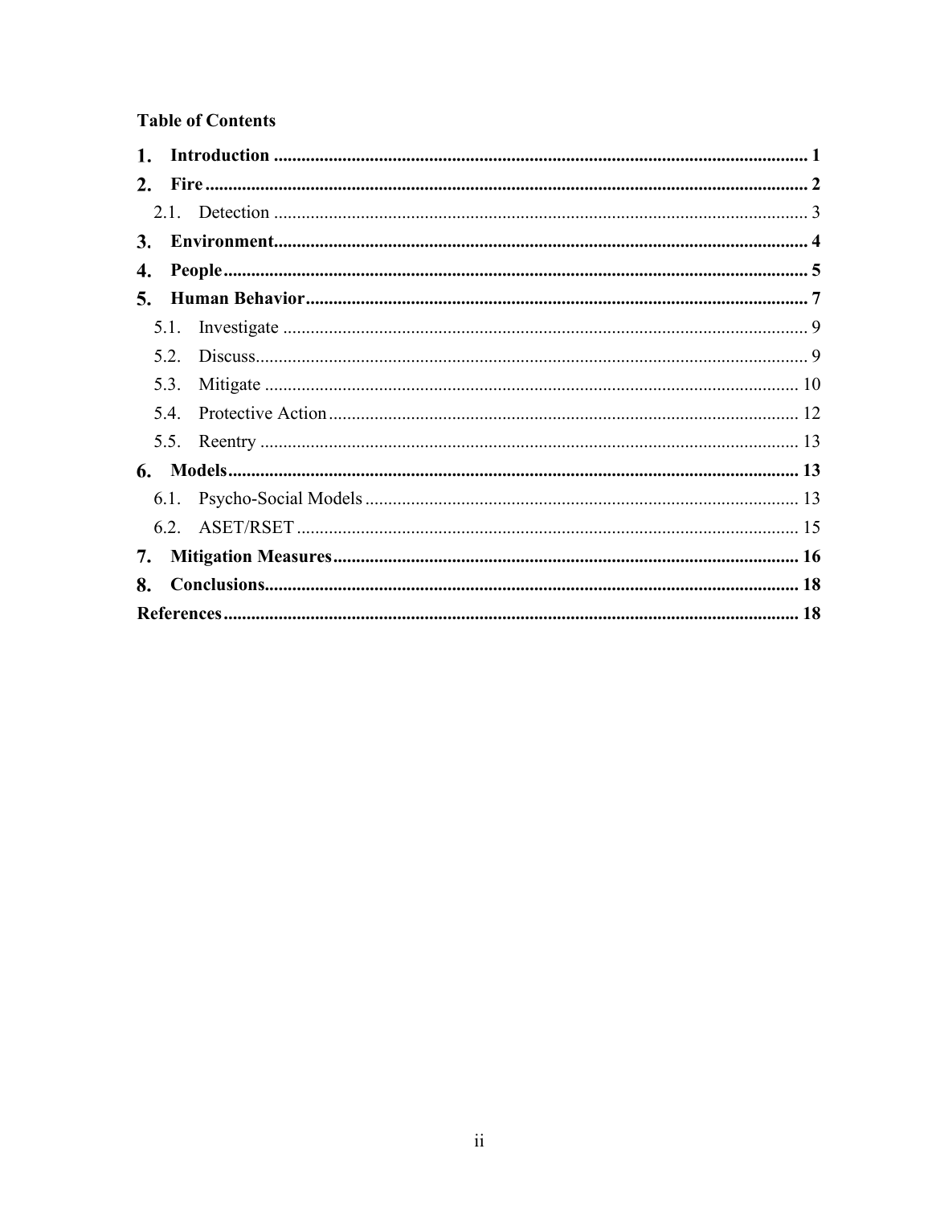**Table of Contents**

1. **Introduction** ..... 1
2. **Fire** ..... 2
   - 2.1. Detection ..... 3
3. **Environment** ..... 4
4. **People** ..... 5
5. **Human Behavior** ..... 7
   - 5.1. Investigate ..... 9
   - 5.2. Discuss ..... 9
   - 5.3. Mitigate ..... 10
   - 5.4. Protective Action ..... 12
   - 5.5. Reentry ..... 13
6. **Models** ..... 13
   - 6.1. Psycho-Social Models ..... 13
   - 6.2. ASET/RSET ..... 15
7. **Mitigation Measures** ..... 16
8. **Conclusions** ..... 18

**References** ..... 18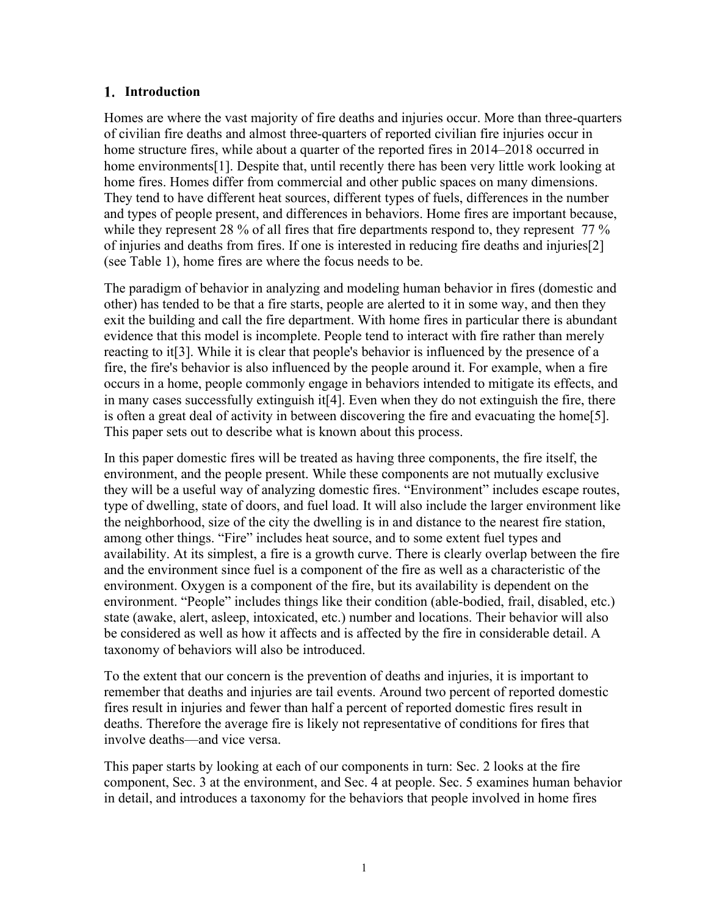# 1. Introduction

Homes are where the vast majority of fire deaths and injuries occur. More than three-quarters of civilian fire deaths and almost three-quarters of reported civilian fire injuries occur in home structure fires, while about a quarter of the reported fires in 2014–2018 occurred in home environments[1]. Despite that, until recently there has been very little work looking at home fires. Homes differ from commercial and other public spaces on many dimensions. They tend to have different heat sources, different types of fuels, differences in the number and types of people present, and differences in behaviors. Home fires are important because, while they represent 28 % of all fires that fire departments respond to, they represent 77 % of injuries and deaths from fires. If one is interested in reducing fire deaths and injuries[2] (see Table 1), home fires are where the focus needs to be.

The paradigm of behavior in analyzing and modeling human behavior in fires (domestic and other) has tended to be that a fire starts, people are alerted to it in some way, and then they exit the building and call the fire department. With home fires in particular there is abundant evidence that this model is incomplete. People tend to interact with fire rather than merely reacting to it[3]. While it is clear that people's behavior is influenced by the presence of a fire, the fire's behavior is also influenced by the people around it. For example, when a fire occurs in a home, people commonly engage in behaviors intended to mitigate its effects, and in many cases successfully extinguish it[4]. Even when they do not extinguish the fire, there is often a great deal of activity in between discovering the fire and evacuating the home[5]. This paper sets out to describe what is known about this process.

In this paper domestic fires will be treated as having three components, the fire itself, the environment, and the people present. While these components are not mutually exclusive they will be a useful way of analyzing domestic fires. "Environment" includes escape routes, type of dwelling, state of doors, and fuel load. It will also include the larger environment like the neighborhood, size of the city the dwelling is in and distance to the nearest fire station, among other things. "Fire" includes heat source, and to some extent fuel types and availability. At its simplest, a fire is a growth curve. There is clearly overlap between the fire and the environment since fuel is a component of the fire as well as a characteristic of the environment. Oxygen is a component of the fire, but its availability is dependent on the environment. "People" includes things like their condition (able-bodied, frail, disabled, etc.) state (awake, alert, asleep, intoxicated, etc.) number and locations. Their behavior will also be considered as well as how it affects and is affected by the fire in considerable detail. A taxonomy of behaviors will also be introduced.

To the extent that our concern is the prevention of deaths and injuries, it is important to remember that deaths and injuries are tail events. Around two percent of reported domestic fires result in injuries and fewer than half a percent of reported domestic fires result in deaths. Therefore the average fire is likely not representative of conditions for fires that involve deaths—and vice versa.

This paper starts by looking at each of our components in turn: Sec. 2 looks at the fire component, Sec. 3 at the environment, and Sec. 4 at people. Sec. 5 examines human behavior in detail, and introduces a taxonomy for the behaviors that people involved in home fires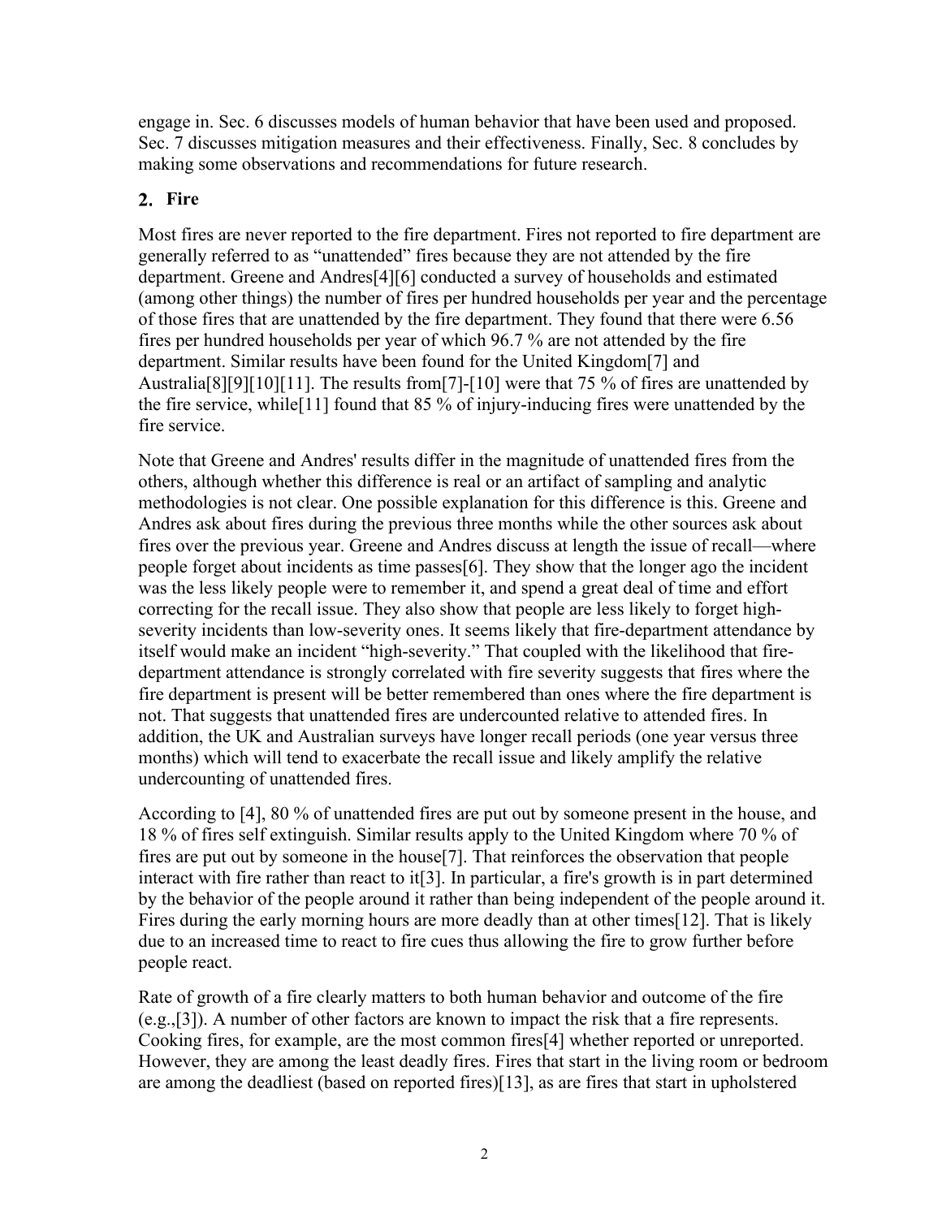engage in. Sec. 6 discusses models of human behavior that have been used and proposed. Sec. 7 discusses mitigation measures and their effectiveness. Finally, Sec. 8 concludes by making some observations and recommendations for future research.

## 2. Fire

Most fires are never reported to the fire department. Fires not reported to fire department are generally referred to as "unattended" fires because they are not attended by the fire department. Greene and Andres[4][6] conducted a survey of households and estimated (among other things) the number of fires per hundred households per year and the percentage of those fires that are unattended by the fire department. They found that there were 6.56 fires per hundred households per year of which 96.7 % are not attended by the fire department. Similar results have been found for the United Kingdom[7] and Australia[8][9][10][11]. The results from[7]-[10] were that 75 % of fires are unattended by the fire service, while[11] found that 85 % of injury-inducing fires were unattended by the fire service.

Note that Greene and Andres' results differ in the magnitude of unattended fires from the others, although whether this difference is real or an artifact of sampling and analytic methodologies is not clear. One possible explanation for this difference is this. Greene and Andres ask about fires during the previous three months while the other sources ask about fires over the previous year. Greene and Andres discuss at length the issue of recall—where people forget about incidents as time passes[6]. They show that the longer ago the incident was the less likely people were to remember it, and spend a great deal of time and effort correcting for the recall issue. They also show that people are less likely to forget high-severity incidents than low-severity ones. It seems likely that fire-department attendance by itself would make an incident "high-severity." That coupled with the likelihood that fire-department attendance is strongly correlated with fire severity suggests that fires where the fire department is present will be better remembered than ones where the fire department is not. That suggests that unattended fires are undercounted relative to attended fires. In addition, the UK and Australian surveys have longer recall periods (one year versus three months) which will tend to exacerbate the recall issue and likely amplify the relative undercounting of unattended fires.

According to [4], 80 % of unattended fires are put out by someone present in the house, and 18 % of fires self extinguish. Similar results apply to the United Kingdom where 70 % of fires are put out by someone in the house[7]. That reinforces the observation that people interact with fire rather than react to it[3]. In particular, a fire's growth is in part determined by the behavior of the people around it rather than being independent of the people around it. Fires during the early morning hours are more deadly than at other times[12]. That is likely due to an increased time to react to fire cues thus allowing the fire to grow further before people react.

Rate of growth of a fire clearly matters to both human behavior and outcome of the fire (e.g.,[3]). A number of other factors are known to impact the risk that a fire represents. Cooking fires, for example, are the most common fires[4] whether reported or unreported. However, they are among the least deadly fires. Fires that start in the living room or bedroom are among the deadliest (based on reported fires)[13], as are fires that start in upholstered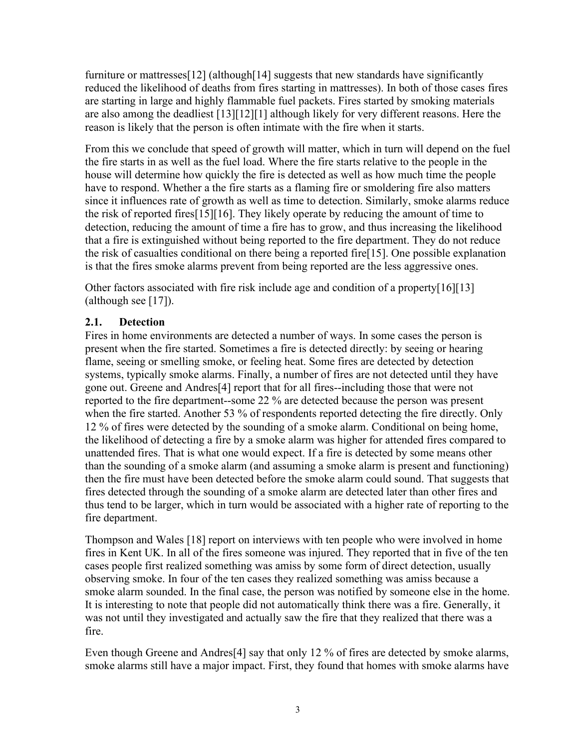furniture or mattresses[12] (although[14] suggests that new standards have significantly reduced the likelihood of deaths from fires starting in mattresses). In both of those cases fires are starting in large and highly flammable fuel packets. Fires started by smoking materials are also among the deadliest [13][12][1] although likely for very different reasons. Here the reason is likely that the person is often intimate with the fire when it starts.

From this we conclude that speed of growth will matter, which in turn will depend on the fuel the fire starts in as well as the fuel load. Where the fire starts relative to the people in the house will determine how quickly the fire is detected as well as how much time the people have to respond. Whether a the fire starts as a flaming fire or smoldering fire also matters since it influences rate of growth as well as time to detection. Similarly, smoke alarms reduce the risk of reported fires[15][16]. They likely operate by reducing the amount of time to detection, reducing the amount of time a fire has to grow, and thus increasing the likelihood that a fire is extinguished without being reported to the fire department. They do not reduce the risk of casualties conditional on there being a reported fire[15]. One possible explanation is that the fires smoke alarms prevent from being reported are the less aggressive ones.

Other factors associated with fire risk include age and condition of a property[16][13] (although see [17]).

## 2.1. Detection

Fires in home environments are detected a number of ways. In some cases the person is present when the fire started. Sometimes a fire is detected directly: by seeing or hearing flame, seeing or smelling smoke, or feeling heat. Some fires are detected by detection systems, typically smoke alarms. Finally, a number of fires are not detected until they have gone out. Greene and Andres[4] report that for all fires--including those that were not reported to the fire department--some 22 % are detected because the person was present when the fire started. Another 53 % of respondents reported detecting the fire directly. Only 12 % of fires were detected by the sounding of a smoke alarm. Conditional on being home, the likelihood of detecting a fire by a smoke alarm was higher for attended fires compared to unattended fires. That is what one would expect. If a fire is detected by some means other than the sounding of a smoke alarm (and assuming a smoke alarm is present and functioning) then the fire must have been detected before the smoke alarm could sound. That suggests that fires detected through the sounding of a smoke alarm are detected later than other fires and thus tend to be larger, which in turn would be associated with a higher rate of reporting to the fire department.

Thompson and Wales [18] report on interviews with ten people who were involved in home fires in Kent UK. In all of the fires someone was injured. They reported that in five of the ten cases people first realized something was amiss by some form of direct detection, usually observing smoke. In four of the ten cases they realized something was amiss because a smoke alarm sounded. In the final case, the person was notified by someone else in the home. It is interesting to note that people did not automatically think there was a fire. Generally, it was not until they investigated and actually saw the fire that they realized that there was a fire.

Even though Greene and Andres[4] say that only 12 % of fires are detected by smoke alarms, smoke alarms still have a major impact. First, they found that homes with smoke alarms have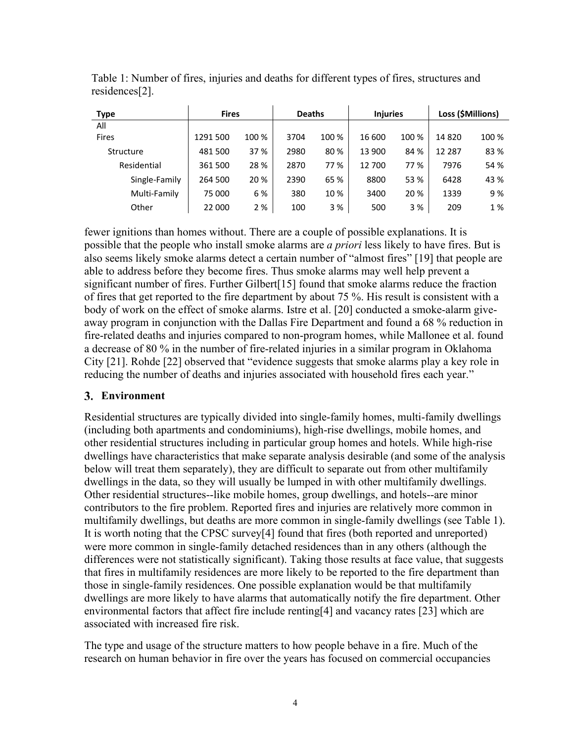Table 1: Number of fires, injuries and deaths for different types of fires, structures and residences[2].

| Type | Fires | | Deaths | | Injuries | | Loss ($Millions) | |
|---|---|---|---|---|---|---|---|---|
| All Fires | 1291 500 | 100 % | 3704 | 100 % | 16 600 | 100 % | 14 820 | 100 % |
| Structure | 481 500 | 37 % | 2980 | 80 % | 13 900 | 84 % | 12 287 | 83 % |
| Residential | 361 500 | 28 % | 2870 | 77 % | 12 700 | 77 % | 7976 | 54 % |
| Single-Family | 264 500 | 20 % | 2390 | 65 % | 8800 | 53 % | 6428 | 43 % |
| Multi-Family | 75 000 | 6 % | 380 | 10 % | 3400 | 20 % | 1339 | 9 % |
| Other | 22 000 | 2 % | 100 | 3 % | 500 | 3 % | 209 | 1 % |

fewer ignitions than homes without. There are a couple of possible explanations. It is possible that the people who install smoke alarms are *a priori* less likely to have fires. But is also seems likely smoke alarms detect a certain number of "almost fires" [19] that people are able to address before they become fires. Thus smoke alarms may well help prevent a significant number of fires. Further Gilbert[15] found that smoke alarms reduce the fraction of fires that get reported to the fire department by about 75 %. His result is consistent with a body of work on the effect of smoke alarms. Istre et al. [20] conducted a smoke-alarm give-away program in conjunction with the Dallas Fire Department and found a 68 % reduction in fire-related deaths and injuries compared to non-program homes, while Mallonee et al. found a decrease of 80 % in the number of fire-related injuries in a similar program in Oklahoma City [21]. Rohde [22] observed that "evidence suggests that smoke alarms play a key role in reducing the number of deaths and injuries associated with household fires each year."

## 3. Environment

Residential structures are typically divided into single-family homes, multi-family dwellings (including both apartments and condominiums), high-rise dwellings, mobile homes, and other residential structures including in particular group homes and hotels. While high-rise dwellings have characteristics that make separate analysis desirable (and some of the analysis below will treat them separately), they are difficult to separate out from other multifamily dwellings in the data, so they will usually be lumped in with other multifamily dwellings. Other residential structures--like mobile homes, group dwellings, and hotels--are minor contributors to the fire problem. Reported fires and injuries are relatively more common in multifamily dwellings, but deaths are more common in single-family dwellings (see Table 1). It is worth noting that the CPSC survey[4] found that fires (both reported and unreported) were more common in single-family detached residences than in any others (although the differences were not statistically significant). Taking those results at face value, that suggests that fires in multifamily residences are more likely to be reported to the fire department than those in single-family residences. One possible explanation would be that multifamily dwellings are more likely to have alarms that automatically notify the fire department. Other environmental factors that affect fire include renting[4] and vacancy rates [23] which are associated with increased fire risk.

The type and usage of the structure matters to how people behave in a fire. Much of the research on human behavior in fire over the years has focused on commercial occupancies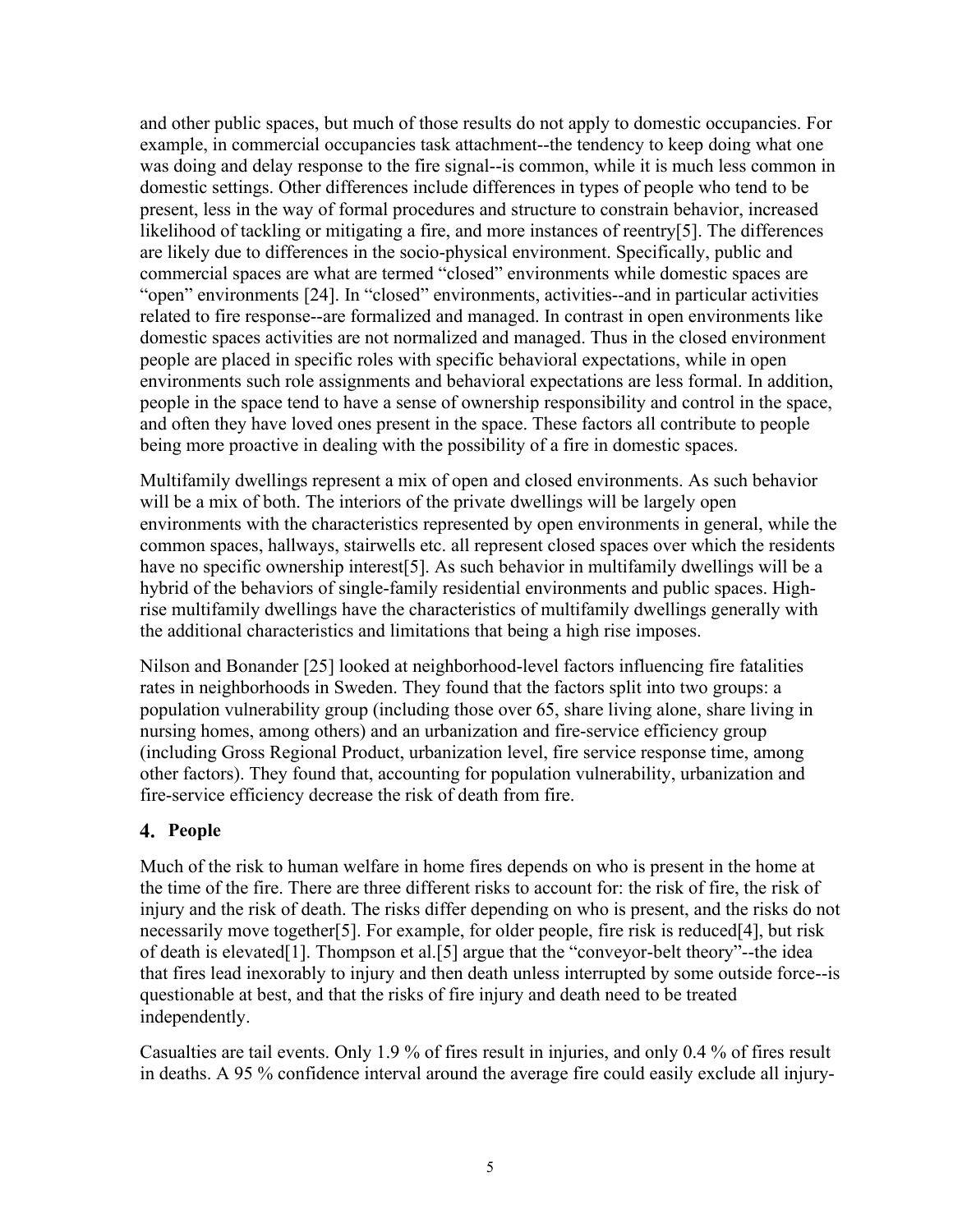and other public spaces, but much of those results do not apply to domestic occupancies. For example, in commercial occupancies task attachment--the tendency to keep doing what one was doing and delay response to the fire signal--is common, while it is much less common in domestic settings. Other differences include differences in types of people who tend to be present, less in the way of formal procedures and structure to constrain behavior, increased likelihood of tackling or mitigating a fire, and more instances of reentry[5]. The differences are likely due to differences in the socio-physical environment. Specifically, public and commercial spaces are what are termed "closed" environments while domestic spaces are "open" environments [24]. In "closed" environments, activities--and in particular activities related to fire response--are formalized and managed. In contrast in open environments like domestic spaces activities are not normalized and managed. Thus in the closed environment people are placed in specific roles with specific behavioral expectations, while in open environments such role assignments and behavioral expectations are less formal. In addition, people in the space tend to have a sense of ownership responsibility and control in the space, and often they have loved ones present in the space. These factors all contribute to people being more proactive in dealing with the possibility of a fire in domestic spaces.

Multifamily dwellings represent a mix of open and closed environments. As such behavior will be a mix of both. The interiors of the private dwellings will be largely open environments with the characteristics represented by open environments in general, while the common spaces, hallways, stairwells etc. all represent closed spaces over which the residents have no specific ownership interest[5]. As such behavior in multifamily dwellings will be a hybrid of the behaviors of single-family residential environments and public spaces. High-rise multifamily dwellings have the characteristics of multifamily dwellings generally with the additional characteristics and limitations that being a high rise imposes.

Nilson and Bonander [25] looked at neighborhood-level factors influencing fire fatalities rates in neighborhoods in Sweden. They found that the factors split into two groups: a population vulnerability group (including those over 65, share living alone, share living in nursing homes, among others) and an urbanization and fire-service efficiency group (including Gross Regional Product, urbanization level, fire service response time, among other factors). They found that, accounting for population vulnerability, urbanization and fire-service efficiency decrease the risk of death from fire.

## 4. People

Much of the risk to human welfare in home fires depends on who is present in the home at the time of the fire. There are three different risks to account for: the risk of fire, the risk of injury and the risk of death. The risks differ depending on who is present, and the risks do not necessarily move together[5]. For example, for older people, fire risk is reduced[4], but risk of death is elevated[1]. Thompson et al.[5] argue that the "conveyor-belt theory"--the idea that fires lead inexorably to injury and then death unless interrupted by some outside force--is questionable at best, and that the risks of fire injury and death need to be treated independently.

Casualties are tail events. Only 1.9 % of fires result in injuries, and only 0.4 % of fires result in deaths. A 95 % confidence interval around the average fire could easily exclude all injury-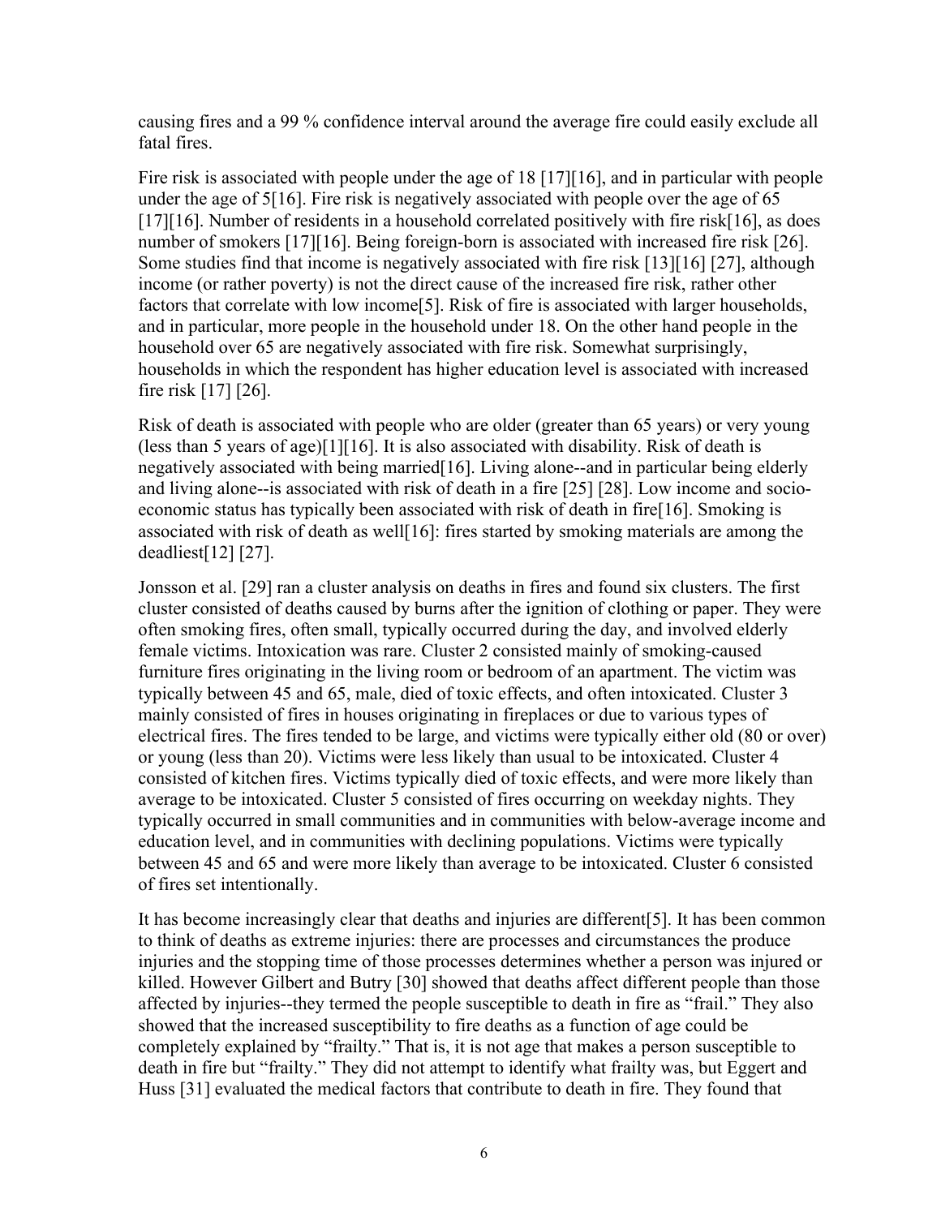causing fires and a 99 % confidence interval around the average fire could easily exclude all fatal fires.

Fire risk is associated with people under the age of 18 [17][16], and in particular with people under the age of 5[16]. Fire risk is negatively associated with people over the age of 65 [17][16]. Number of residents in a household correlated positively with fire risk[16], as does number of smokers [17][16]. Being foreign-born is associated with increased fire risk [26]. Some studies find that income is negatively associated with fire risk [13][16] [27], although income (or rather poverty) is not the direct cause of the increased fire risk, rather other factors that correlate with low income[5]. Risk of fire is associated with larger households, and in particular, more people in the household under 18. On the other hand people in the household over 65 are negatively associated with fire risk. Somewhat surprisingly, households in which the respondent has higher education level is associated with increased fire risk [17] [26].

Risk of death is associated with people who are older (greater than 65 years) or very young (less than 5 years of age)[1][16]. It is also associated with disability. Risk of death is negatively associated with being married[16]. Living alone--and in particular being elderly and living alone--is associated with risk of death in a fire [25] [28]. Low income and socio-economic status has typically been associated with risk of death in fire[16]. Smoking is associated with risk of death as well[16]: fires started by smoking materials are among the deadliest[12] [27].

Jonsson et al. [29] ran a cluster analysis on deaths in fires and found six clusters. The first cluster consisted of deaths caused by burns after the ignition of clothing or paper. They were often smoking fires, often small, typically occurred during the day, and involved elderly female victims. Intoxication was rare. Cluster 2 consisted mainly of smoking-caused furniture fires originating in the living room or bedroom of an apartment. The victim was typically between 45 and 65, male, died of toxic effects, and often intoxicated. Cluster 3 mainly consisted of fires in houses originating in fireplaces or due to various types of electrical fires. The fires tended to be large, and victims were typically either old (80 or over) or young (less than 20). Victims were less likely than usual to be intoxicated. Cluster 4 consisted of kitchen fires. Victims typically died of toxic effects, and were more likely than average to be intoxicated. Cluster 5 consisted of fires occurring on weekday nights. They typically occurred in small communities and in communities with below-average income and education level, and in communities with declining populations. Victims were typically between 45 and 65 and were more likely than average to be intoxicated. Cluster 6 consisted of fires set intentionally.

It has become increasingly clear that deaths and injuries are different[5]. It has been common to think of deaths as extreme injuries: there are processes and circumstances the produce injuries and the stopping time of those processes determines whether a person was injured or killed. However Gilbert and Butry [30] showed that deaths affect different people than those affected by injuries--they termed the people susceptible to death in fire as "frail." They also showed that the increased susceptibility to fire deaths as a function of age could be completely explained by "frailty." That is, it is not age that makes a person susceptible to death in fire but "frailty." They did not attempt to identify what frailty was, but Eggert and Huss [31] evaluated the medical factors that contribute to death in fire. They found that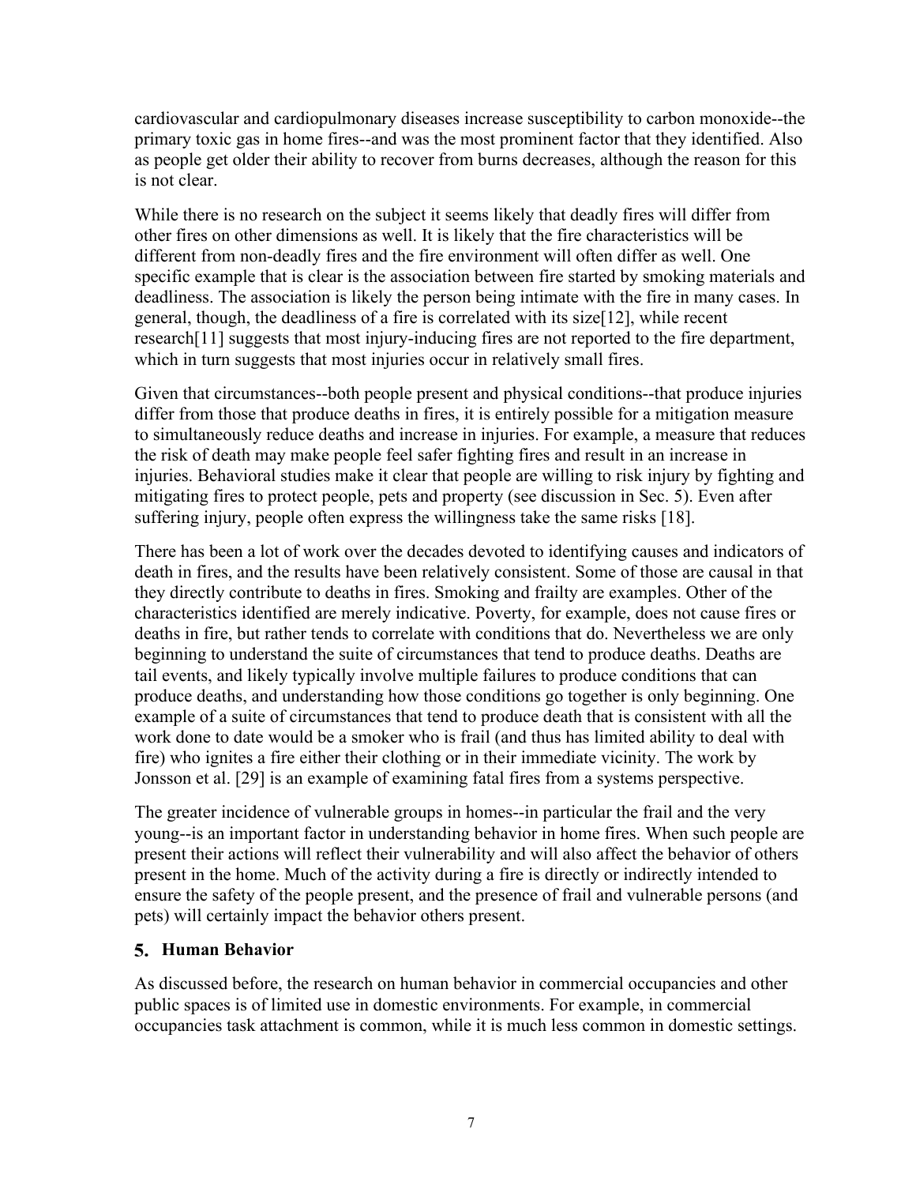cardiovascular and cardiopulmonary diseases increase susceptibility to carbon monoxide--the primary toxic gas in home fires--and was the most prominent factor that they identified. Also as people get older their ability to recover from burns decreases, although the reason for this is not clear.

While there is no research on the subject it seems likely that deadly fires will differ from other fires on other dimensions as well. It is likely that the fire characteristics will be different from non-deadly fires and the fire environment will often differ as well. One specific example that is clear is the association between fire started by smoking materials and deadliness. The association is likely the person being intimate with the fire in many cases. In general, though, the deadliness of a fire is correlated with its size[12], while recent research[11] suggests that most injury-inducing fires are not reported to the fire department, which in turn suggests that most injuries occur in relatively small fires.

Given that circumstances--both people present and physical conditions--that produce injuries differ from those that produce deaths in fires, it is entirely possible for a mitigation measure to simultaneously reduce deaths and increase in injuries. For example, a measure that reduces the risk of death may make people feel safer fighting fires and result in an increase in injuries. Behavioral studies make it clear that people are willing to risk injury by fighting and mitigating fires to protect people, pets and property (see discussion in Sec. 5). Even after suffering injury, people often express the willingness take the same risks [18].

There has been a lot of work over the decades devoted to identifying causes and indicators of death in fires, and the results have been relatively consistent. Some of those are causal in that they directly contribute to deaths in fires. Smoking and frailty are examples. Other of the characteristics identified are merely indicative. Poverty, for example, does not cause fires or deaths in fire, but rather tends to correlate with conditions that do. Nevertheless we are only beginning to understand the suite of circumstances that tend to produce deaths. Deaths are tail events, and likely typically involve multiple failures to produce conditions that can produce deaths, and understanding how those conditions go together is only beginning. One example of a suite of circumstances that tend to produce death that is consistent with all the work done to date would be a smoker who is frail (and thus has limited ability to deal with fire) who ignites a fire either their clothing or in their immediate vicinity. The work by Jonsson et al. [29] is an example of examining fatal fires from a systems perspective.

The greater incidence of vulnerable groups in homes--in particular the frail and the very young--is an important factor in understanding behavior in home fires. When such people are present their actions will reflect their vulnerability and will also affect the behavior of others present in the home. Much of the activity during a fire is directly or indirectly intended to ensure the safety of the people present, and the presence of frail and vulnerable persons (and pets) will certainly impact the behavior others present.

## 5. Human Behavior

As discussed before, the research on human behavior in commercial occupancies and other public spaces is of limited use in domestic environments. For example, in commercial occupancies task attachment is common, while it is much less common in domestic settings.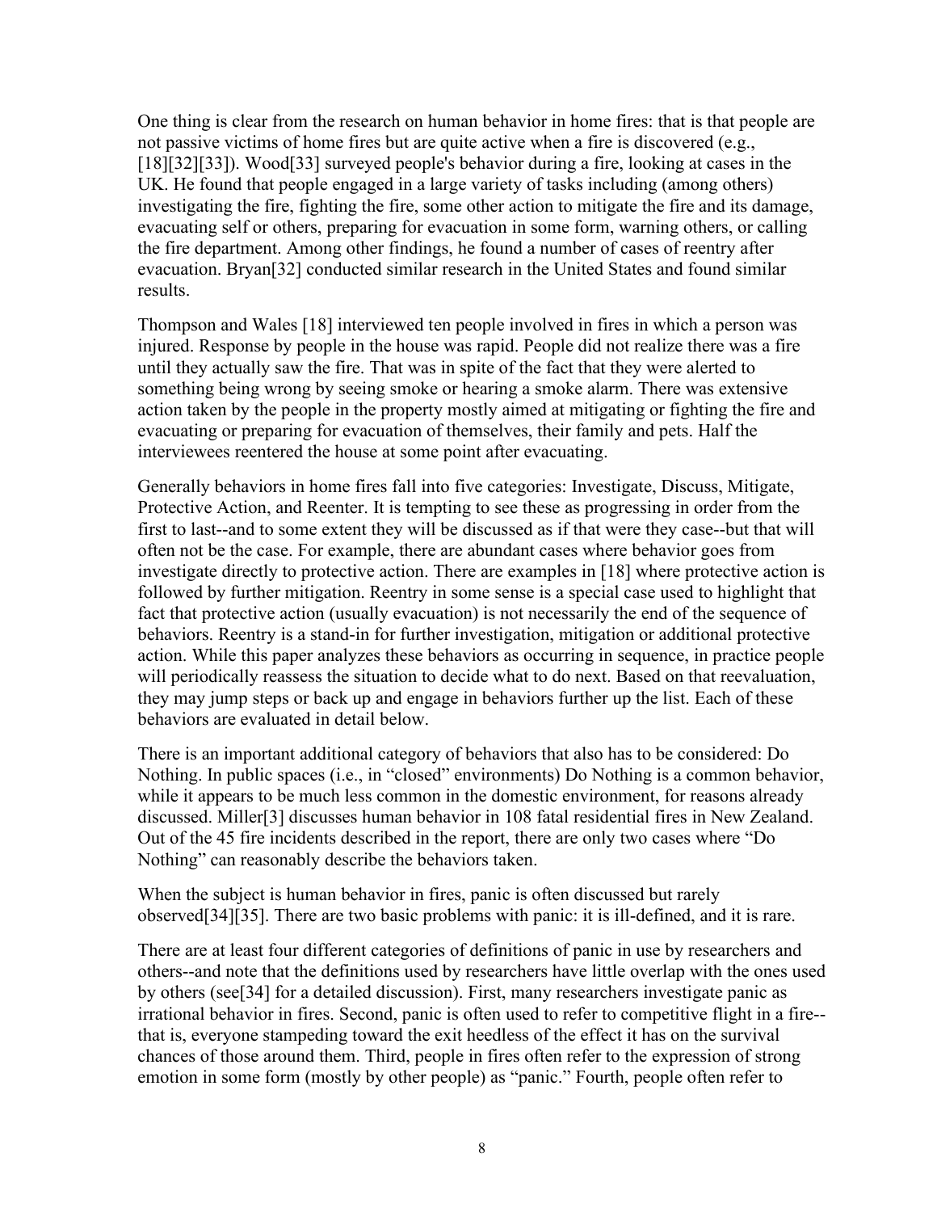One thing is clear from the research on human behavior in home fires: that is that people are not passive victims of home fires but are quite active when a fire is discovered (e.g., [18][32][33]). Wood[33] surveyed people's behavior during a fire, looking at cases in the UK. He found that people engaged in a large variety of tasks including (among others) investigating the fire, fighting the fire, some other action to mitigate the fire and its damage, evacuating self or others, preparing for evacuation in some form, warning others, or calling the fire department. Among other findings, he found a number of cases of reentry after evacuation. Bryan[32] conducted similar research in the United States and found similar results.

Thompson and Wales [18] interviewed ten people involved in fires in which a person was injured. Response by people in the house was rapid. People did not realize there was a fire until they actually saw the fire. That was in spite of the fact that they were alerted to something being wrong by seeing smoke or hearing a smoke alarm. There was extensive action taken by the people in the property mostly aimed at mitigating or fighting the fire and evacuating or preparing for evacuation of themselves, their family and pets. Half the interviewees reentered the house at some point after evacuating.

Generally behaviors in home fires fall into five categories: Investigate, Discuss, Mitigate, Protective Action, and Reenter. It is tempting to see these as progressing in order from the first to last--and to some extent they will be discussed as if that were they case--but that will often not be the case. For example, there are abundant cases where behavior goes from investigate directly to protective action. There are examples in [18] where protective action is followed by further mitigation. Reentry in some sense is a special case used to highlight that fact that protective action (usually evacuation) is not necessarily the end of the sequence of behaviors. Reentry is a stand-in for further investigation, mitigation or additional protective action. While this paper analyzes these behaviors as occurring in sequence, in practice people will periodically reassess the situation to decide what to do next. Based on that reevaluation, they may jump steps or back up and engage in behaviors further up the list. Each of these behaviors are evaluated in detail below.

There is an important additional category of behaviors that also has to be considered: Do Nothing. In public spaces (i.e., in "closed" environments) Do Nothing is a common behavior, while it appears to be much less common in the domestic environment, for reasons already discussed. Miller[3] discusses human behavior in 108 fatal residential fires in New Zealand. Out of the 45 fire incidents described in the report, there are only two cases where "Do Nothing" can reasonably describe the behaviors taken.

When the subject is human behavior in fires, panic is often discussed but rarely observed[34][35]. There are two basic problems with panic: it is ill-defined, and it is rare.

There are at least four different categories of definitions of panic in use by researchers and others--and note that the definitions used by researchers have little overlap with the ones used by others (see[34] for a detailed discussion). First, many researchers investigate panic as irrational behavior in fires. Second, panic is often used to refer to competitive flight in a fire--that is, everyone stampeding toward the exit heedless of the effect it has on the survival chances of those around them. Third, people in fires often refer to the expression of strong emotion in some form (mostly by other people) as "panic." Fourth, people often refer to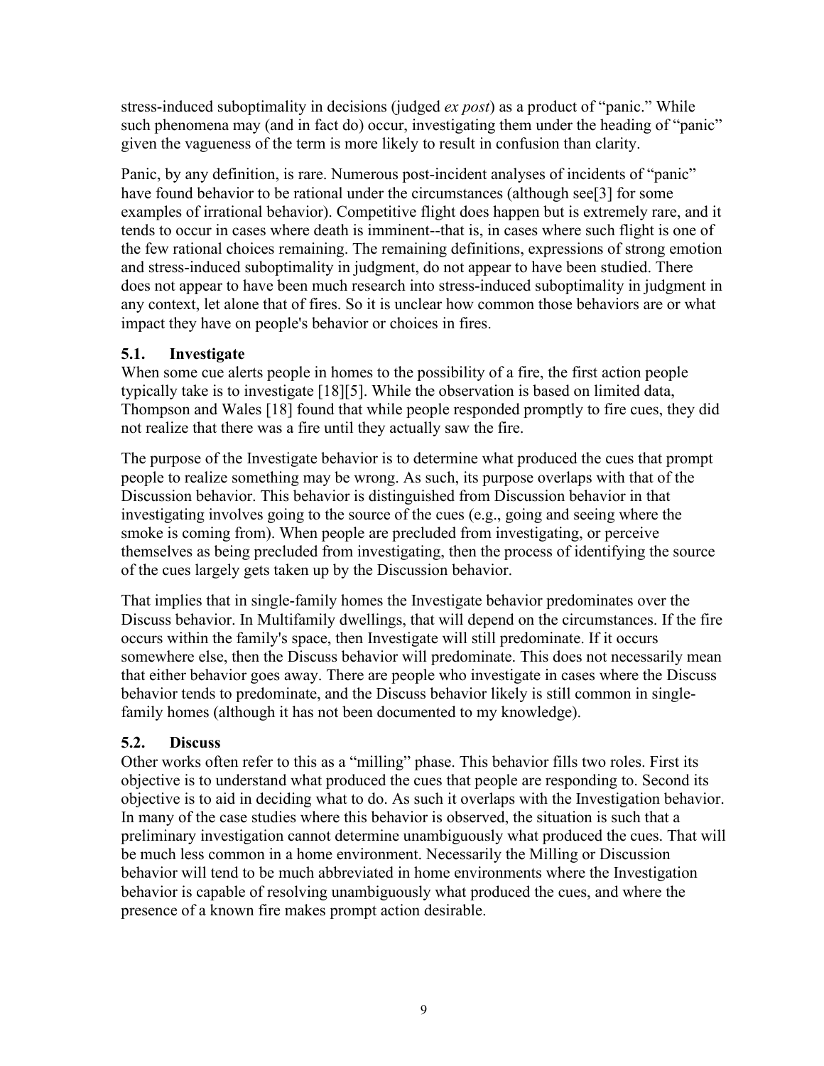stress-induced suboptimality in decisions (judged *ex post*) as a product of "panic." While such phenomena may (and in fact do) occur, investigating them under the heading of "panic" given the vagueness of the term is more likely to result in confusion than clarity.

Panic, by any definition, is rare. Numerous post-incident analyses of incidents of "panic" have found behavior to be rational under the circumstances (although see[3] for some examples of irrational behavior). Competitive flight does happen but is extremely rare, and it tends to occur in cases where death is imminent--that is, in cases where such flight is one of the few rational choices remaining. The remaining definitions, expressions of strong emotion and stress-induced suboptimality in judgment, do not appear to have been studied. There does not appear to have been much research into stress-induced suboptimality in judgment in any context, let alone that of fires. So it is unclear how common those behaviors are or what impact they have on people's behavior or choices in fires.

### 5.1. Investigate

When some cue alerts people in homes to the possibility of a fire, the first action people typically take is to investigate [18][5]. While the observation is based on limited data, Thompson and Wales [18] found that while people responded promptly to fire cues, they did not realize that there was a fire until they actually saw the fire.

The purpose of the Investigate behavior is to determine what produced the cues that prompt people to realize something may be wrong. As such, its purpose overlaps with that of the Discussion behavior. This behavior is distinguished from Discussion behavior in that investigating involves going to the source of the cues (e.g., going and seeing where the smoke is coming from). When people are precluded from investigating, or perceive themselves as being precluded from investigating, then the process of identifying the source of the cues largely gets taken up by the Discussion behavior.

That implies that in single-family homes the Investigate behavior predominates over the Discuss behavior. In Multifamily dwellings, that will depend on the circumstances. If the fire occurs within the family's space, then Investigate will still predominate. If it occurs somewhere else, then the Discuss behavior will predominate. This does not necessarily mean that either behavior goes away. There are people who investigate in cases where the Discuss behavior tends to predominate, and the Discuss behavior likely is still common in single-family homes (although it has not been documented to my knowledge).

### 5.2. Discuss

Other works often refer to this as a "milling" phase. This behavior fills two roles. First its objective is to understand what produced the cues that people are responding to. Second its objective is to aid in deciding what to do. As such it overlaps with the Investigation behavior. In many of the case studies where this behavior is observed, the situation is such that a preliminary investigation cannot determine unambiguously what produced the cues. That will be much less common in a home environment. Necessarily the Milling or Discussion behavior will tend to be much abbreviated in home environments where the Investigation behavior is capable of resolving unambiguously what produced the cues, and where the presence of a known fire makes prompt action desirable.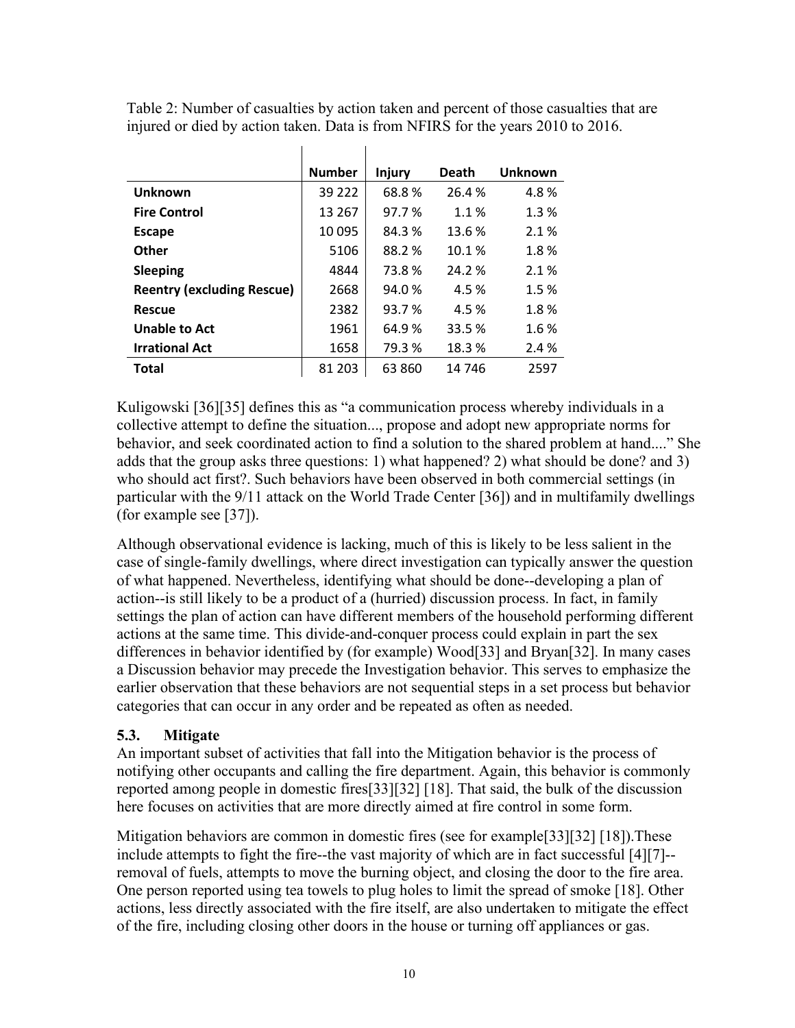Table 2: Number of casualties by action taken and percent of those casualties that are injured or died by action taken. Data is from NFIRS for the years 2010 to 2016.

| | Number | Injury | Death | Unknown |
|---|---|---|---|---|
| **Unknown** | 39 222 | 68.8 % | 26.4 % | 4.8 % |
| **Fire Control** | 13 267 | 97.7 % | 1.1 % | 1.3 % |
| **Escape** | 10 095 | 84.3 % | 13.6 % | 2.1 % |
| **Other** | 5106 | 88.2 % | 10.1 % | 1.8 % |
| **Sleeping** | 4844 | 73.8 % | 24.2 % | 2.1 % |
| **Reentry (excluding Rescue)** | 2668 | 94.0 % | 4.5 % | 1.5 % |
| **Rescue** | 2382 | 93.7 % | 4.5 % | 1.8 % |
| **Unable to Act** | 1961 | 64.9 % | 33.5 % | 1.6 % |
| **Irrational Act** | 1658 | 79.3 % | 18.3 % | 2.4 % |
| **Total** | 81 203 | 63 860 | 14 746 | 2597 |

Kuligowski [36][35] defines this as "a communication process whereby individuals in a collective attempt to define the situation..., propose and adopt new appropriate norms for behavior, and seek coordinated action to find a solution to the shared problem at hand...." She adds that the group asks three questions: 1) what happened? 2) what should be done? and 3) who should act first?. Such behaviors have been observed in both commercial settings (in particular with the 9/11 attack on the World Trade Center [36]) and in multifamily dwellings (for example see [37]).

Although observational evidence is lacking, much of this is likely to be less salient in the case of single-family dwellings, where direct investigation can typically answer the question of what happened. Nevertheless, identifying what should be done--developing a plan of action--is still likely to be a product of a (hurried) discussion process. In fact, in family settings the plan of action can have different members of the household performing different actions at the same time. This divide-and-conquer process could explain in part the sex differences in behavior identified by (for example) Wood[33] and Bryan[32]. In many cases a Discussion behavior may precede the Investigation behavior. This serves to emphasize the earlier observation that these behaviors are not sequential steps in a set process but behavior categories that can occur in any order and be repeated as often as needed.

### 5.3. Mitigate

An important subset of activities that fall into the Mitigation behavior is the process of notifying other occupants and calling the fire department. Again, this behavior is commonly reported among people in domestic fires[33][32] [18]. That said, the bulk of the discussion here focuses on activities that are more directly aimed at fire control in some form.

Mitigation behaviors are common in domestic fires (see for example[33][32] [18]).These include attempts to fight the fire--the vast majority of which are in fact successful [4][7]--removal of fuels, attempts to move the burning object, and closing the door to the fire area. One person reported using tea towels to plug holes to limit the spread of smoke [18]. Other actions, less directly associated with the fire itself, are also undertaken to mitigate the effect of the fire, including closing other doors in the house or turning off appliances or gas.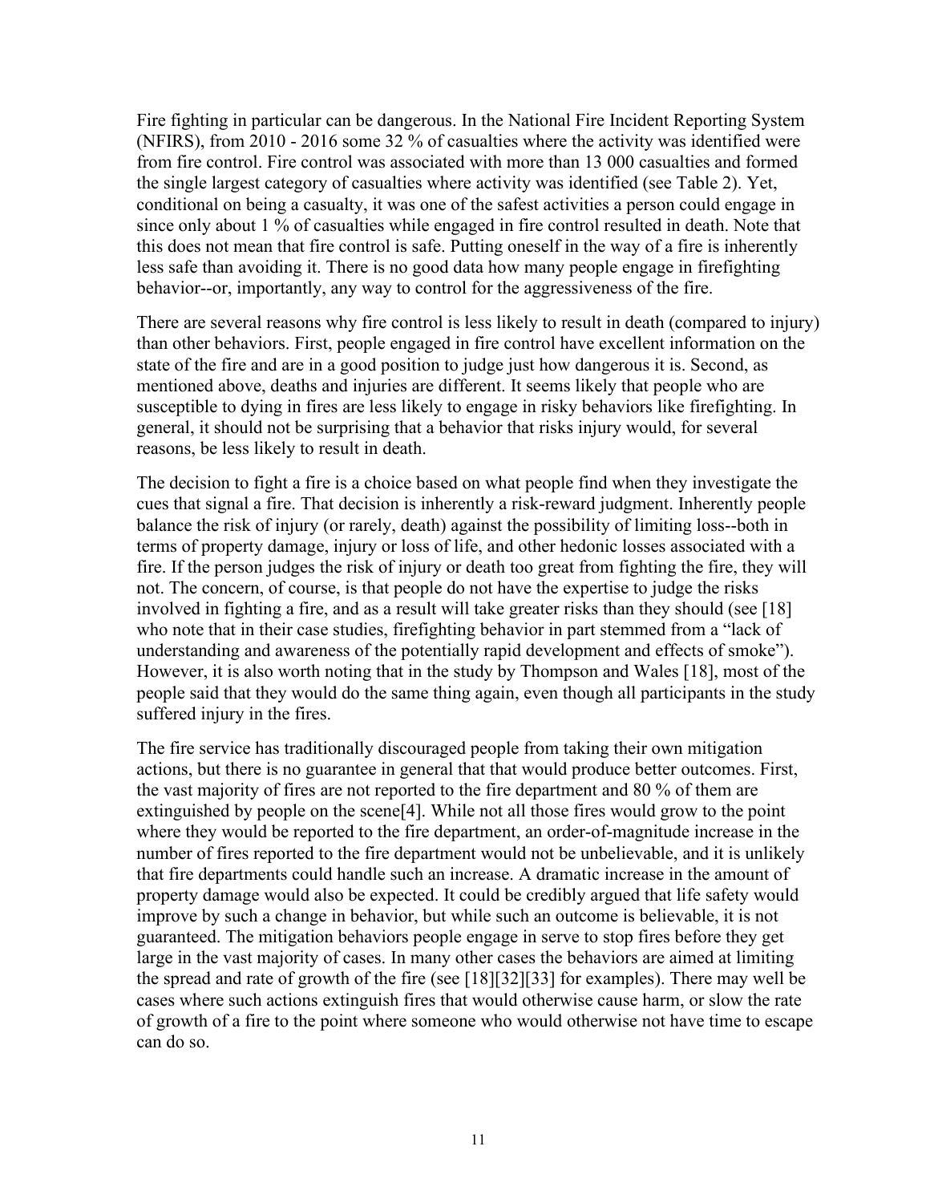Fire fighting in particular can be dangerous. In the National Fire Incident Reporting System (NFIRS), from 2010 - 2016 some 32 % of casualties where the activity was identified were from fire control. Fire control was associated with more than 13 000 casualties and formed the single largest category of casualties where activity was identified (see Table 2). Yet, conditional on being a casualty, it was one of the safest activities a person could engage in since only about 1 % of casualties while engaged in fire control resulted in death. Note that this does not mean that fire control is safe. Putting oneself in the way of a fire is inherently less safe than avoiding it. There is no good data how many people engage in firefighting behavior--or, importantly, any way to control for the aggressiveness of the fire.

There are several reasons why fire control is less likely to result in death (compared to injury) than other behaviors. First, people engaged in fire control have excellent information on the state of the fire and are in a good position to judge just how dangerous it is. Second, as mentioned above, deaths and injuries are different. It seems likely that people who are susceptible to dying in fires are less likely to engage in risky behaviors like firefighting. In general, it should not be surprising that a behavior that risks injury would, for several reasons, be less likely to result in death.

The decision to fight a fire is a choice based on what people find when they investigate the cues that signal a fire. That decision is inherently a risk-reward judgment. Inherently people balance the risk of injury (or rarely, death) against the possibility of limiting loss--both in terms of property damage, injury or loss of life, and other hedonic losses associated with a fire. If the person judges the risk of injury or death too great from fighting the fire, they will not. The concern, of course, is that people do not have the expertise to judge the risks involved in fighting a fire, and as a result will take greater risks than they should (see [18] who note that in their case studies, firefighting behavior in part stemmed from a "lack of understanding and awareness of the potentially rapid development and effects of smoke"). However, it is also worth noting that in the study by Thompson and Wales [18], most of the people said that they would do the same thing again, even though all participants in the study suffered injury in the fires.

The fire service has traditionally discouraged people from taking their own mitigation actions, but there is no guarantee in general that that would produce better outcomes. First, the vast majority of fires are not reported to the fire department and 80 % of them are extinguished by people on the scene[4]. While not all those fires would grow to the point where they would be reported to the fire department, an order-of-magnitude increase in the number of fires reported to the fire department would not be unbelievable, and it is unlikely that fire departments could handle such an increase. A dramatic increase in the amount of property damage would also be expected. It could be credibly argued that life safety would improve by such a change in behavior, but while such an outcome is believable, it is not guaranteed. The mitigation behaviors people engage in serve to stop fires before they get large in the vast majority of cases. In many other cases the behaviors are aimed at limiting the spread and rate of growth of the fire (see [18][32][33] for examples). There may well be cases where such actions extinguish fires that would otherwise cause harm, or slow the rate of growth of a fire to the point where someone who would otherwise not have time to escape can do so.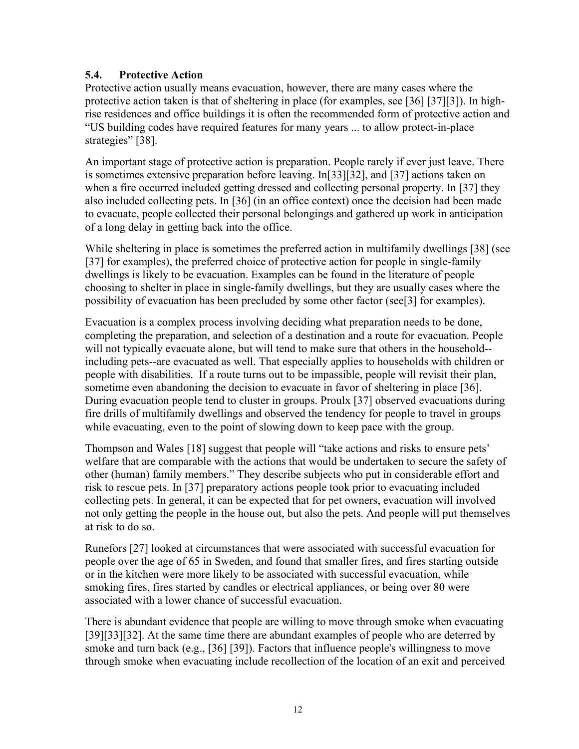### 5.4. Protective Action

Protective action usually means evacuation, however, there are many cases where the protective action taken is that of sheltering in place (for examples, see [36] [37][3]). In high-rise residences and office buildings it is often the recommended form of protective action and "US building codes have required features for many years ... to allow protect-in-place strategies" [38].

An important stage of protective action is preparation. People rarely if ever just leave. There is sometimes extensive preparation before leaving. In[33][32], and [37] actions taken on when a fire occurred included getting dressed and collecting personal property. In [37] they also included collecting pets. In [36] (in an office context) once the decision had been made to evacuate, people collected their personal belongings and gathered up work in anticipation of a long delay in getting back into the office.

While sheltering in place is sometimes the preferred action in multifamily dwellings [38] (see [37] for examples), the preferred choice of protective action for people in single-family dwellings is likely to be evacuation. Examples can be found in the literature of people choosing to shelter in place in single-family dwellings, but they are usually cases where the possibility of evacuation has been precluded by some other factor (see[3] for examples).

Evacuation is a complex process involving deciding what preparation needs to be done, completing the preparation, and selection of a destination and a route for evacuation. People will not typically evacuate alone, but will tend to make sure that others in the household--including pets--are evacuated as well. That especially applies to households with children or people with disabilities. If a route turns out to be impassible, people will revisit their plan, sometime even abandoning the decision to evacuate in favor of sheltering in place [36]. During evacuation people tend to cluster in groups. Proulx [37] observed evacuations during fire drills of multifamily dwellings and observed the tendency for people to travel in groups while evacuating, even to the point of slowing down to keep pace with the group.

Thompson and Wales [18] suggest that people will "take actions and risks to ensure pets' welfare that are comparable with the actions that would be undertaken to secure the safety of other (human) family members." They describe subjects who put in considerable effort and risk to rescue pets. In [37] preparatory actions people took prior to evacuating included collecting pets. In general, it can be expected that for pet owners, evacuation will involved not only getting the people in the house out, but also the pets. And people will put themselves at risk to do so.

Runefors [27] looked at circumstances that were associated with successful evacuation for people over the age of 65 in Sweden, and found that smaller fires, and fires starting outside or in the kitchen were more likely to be associated with successful evacuation, while smoking fires, fires started by candles or electrical appliances, or being over 80 were associated with a lower chance of successful evacuation.

There is abundant evidence that people are willing to move through smoke when evacuating [39][33][32]. At the same time there are abundant examples of people who are deterred by smoke and turn back (e.g., [36] [39]). Factors that influence people's willingness to move through smoke when evacuating include recollection of the location of an exit and perceived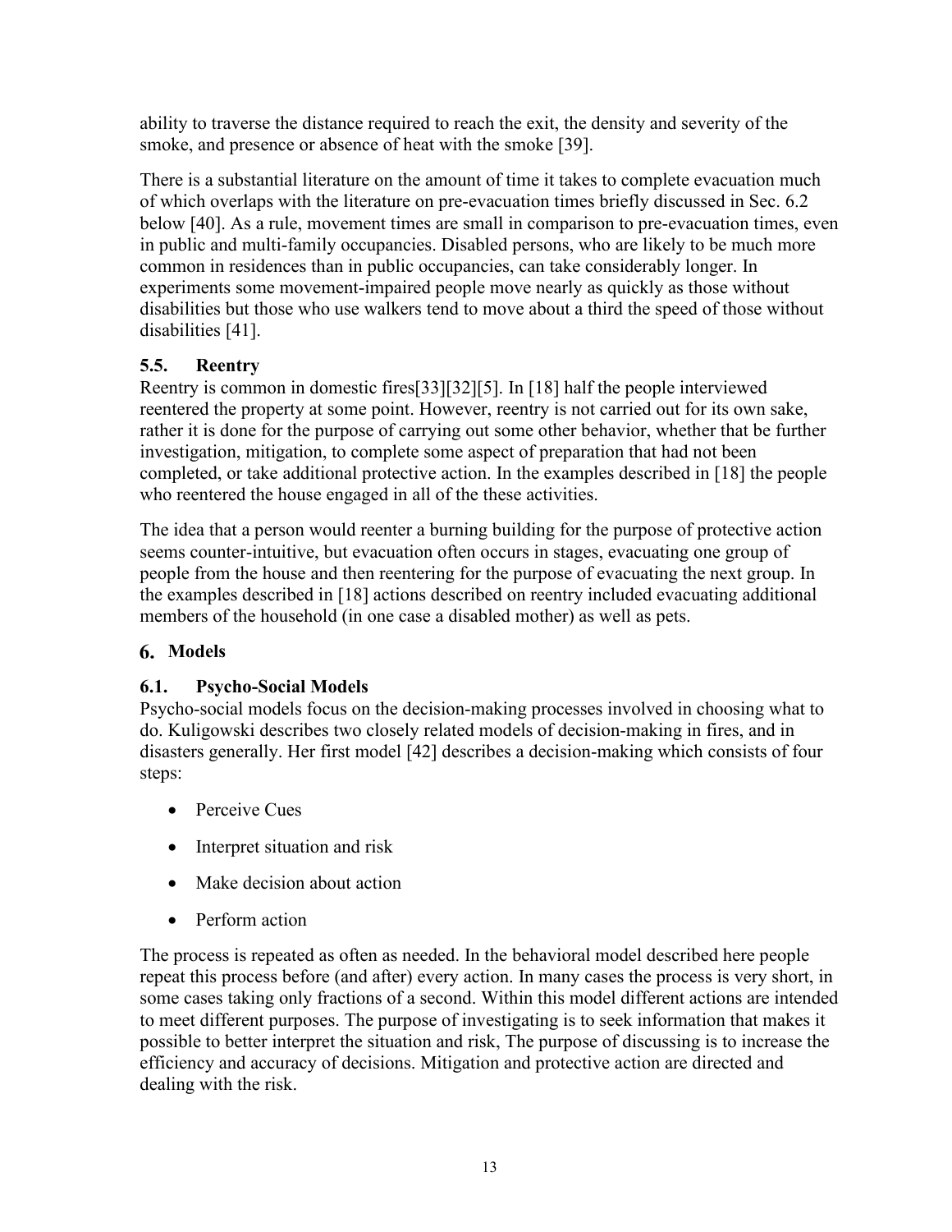ability to traverse the distance required to reach the exit, the density and severity of the smoke, and presence or absence of heat with the smoke [39].

There is a substantial literature on the amount of time it takes to complete evacuation much of which overlaps with the literature on pre-evacuation times briefly discussed in Sec. 6.2 below [40]. As a rule, movement times are small in comparison to pre-evacuation times, even in public and multi-family occupancies. Disabled persons, who are likely to be much more common in residences than in public occupancies, can take considerably longer. In experiments some movement-impaired people move nearly as quickly as those without disabilities but those who use walkers tend to move about a third the speed of those without disabilities [41].

### 5.5. Reentry

Reentry is common in domestic fires[33][32][5]. In [18] half the people interviewed reentered the property at some point. However, reentry is not carried out for its own sake, rather it is done for the purpose of carrying out some other behavior, whether that be further investigation, mitigation, to complete some aspect of preparation that had not been completed, or take additional protective action. In the examples described in [18] the people who reentered the house engaged in all of the these activities.

The idea that a person would reenter a burning building for the purpose of protective action seems counter-intuitive, but evacuation often occurs in stages, evacuating one group of people from the house and then reentering for the purpose of evacuating the next group. In the examples described in [18] actions described on reentry included evacuating additional members of the household (in one case a disabled mother) as well as pets.

## 6. Models

### 6.1. Psycho-Social Models

Psycho-social models focus on the decision-making processes involved in choosing what to do. Kuligowski describes two closely related models of decision-making in fires, and in disasters generally. Her first model [42] describes a decision-making which consists of four steps:

- Perceive Cues
- Interpret situation and risk
- Make decision about action
- Perform action

The process is repeated as often as needed. In the behavioral model described here people repeat this process before (and after) every action. In many cases the process is very short, in some cases taking only fractions of a second. Within this model different actions are intended to meet different purposes. The purpose of investigating is to seek information that makes it possible to better interpret the situation and risk, The purpose of discussing is to increase the efficiency and accuracy of decisions. Mitigation and protective action are directed and dealing with the risk.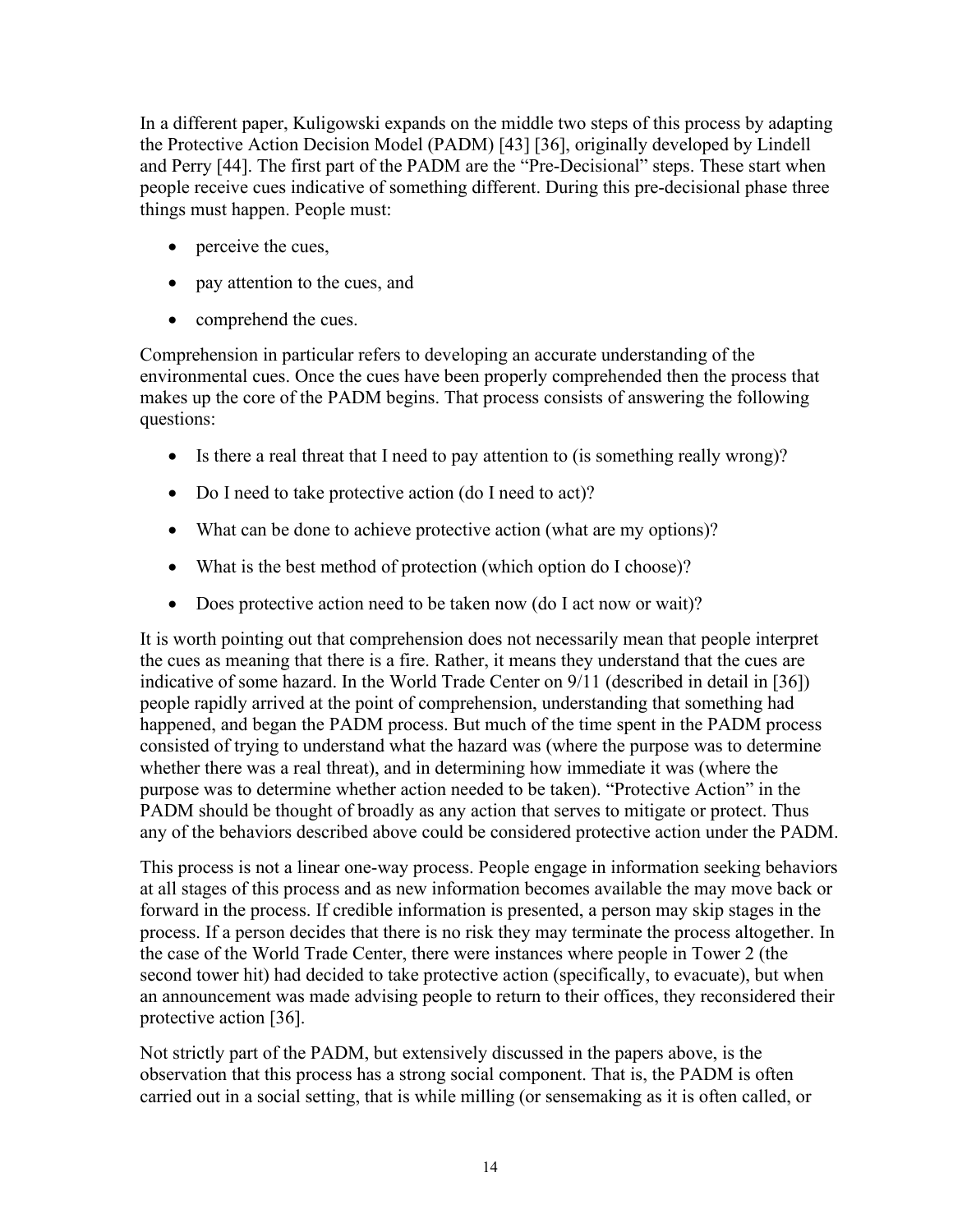In a different paper, Kuligowski expands on the middle two steps of this process by adapting the Protective Action Decision Model (PADM) [43] [36], originally developed by Lindell and Perry [44]. The first part of the PADM are the "Pre-Decisional" steps. These start when people receive cues indicative of something different. During this pre-decisional phase three things must happen. People must:

- perceive the cues,
- pay attention to the cues, and
- comprehend the cues.

Comprehension in particular refers to developing an accurate understanding of the environmental cues. Once the cues have been properly comprehended then the process that makes up the core of the PADM begins. That process consists of answering the following questions:

- Is there a real threat that I need to pay attention to (is something really wrong)?
- Do I need to take protective action (do I need to act)?
- What can be done to achieve protective action (what are my options)?
- What is the best method of protection (which option do I choose)?
- Does protective action need to be taken now (do I act now or wait)?

It is worth pointing out that comprehension does not necessarily mean that people interpret the cues as meaning that there is a fire. Rather, it means they understand that the cues are indicative of some hazard. In the World Trade Center on 9/11 (described in detail in [36]) people rapidly arrived at the point of comprehension, understanding that something had happened, and began the PADM process. But much of the time spent in the PADM process consisted of trying to understand what the hazard was (where the purpose was to determine whether there was a real threat), and in determining how immediate it was (where the purpose was to determine whether action needed to be taken). "Protective Action" in the PADM should be thought of broadly as any action that serves to mitigate or protect. Thus any of the behaviors described above could be considered protective action under the PADM.

This process is not a linear one-way process. People engage in information seeking behaviors at all stages of this process and as new information becomes available the may move back or forward in the process. If credible information is presented, a person may skip stages in the process. If a person decides that there is no risk they may terminate the process altogether. In the case of the World Trade Center, there were instances where people in Tower 2 (the second tower hit) had decided to take protective action (specifically, to evacuate), but when an announcement was made advising people to return to their offices, they reconsidered their protective action [36].

Not strictly part of the PADM, but extensively discussed in the papers above, is the observation that this process has a strong social component. That is, the PADM is often carried out in a social setting, that is while milling (or sensemaking as it is often called, or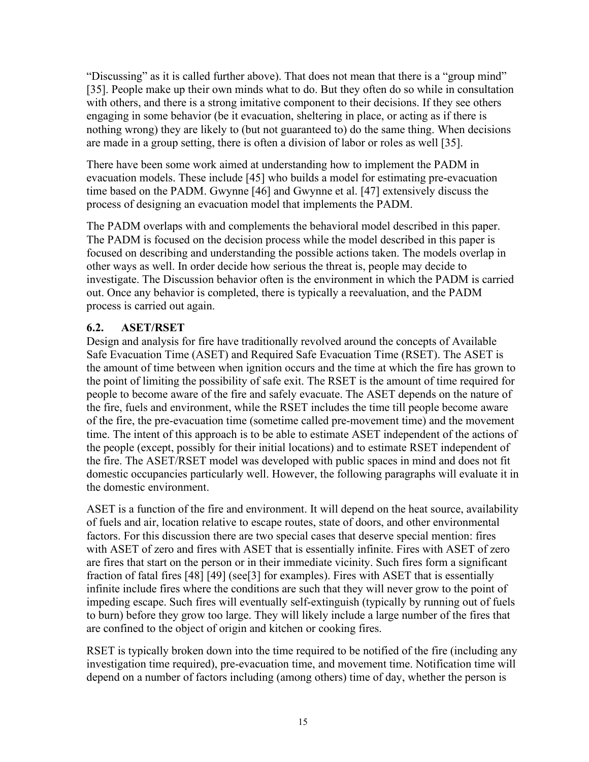"Discussing" as it is called further above). That does not mean that there is a "group mind" [35]. People make up their own minds what to do. But they often do so while in consultation with others, and there is a strong imitative component to their decisions. If they see others engaging in some behavior (be it evacuation, sheltering in place, or acting as if there is nothing wrong) they are likely to (but not guaranteed to) do the same thing. When decisions are made in a group setting, there is often a division of labor or roles as well [35].

There have been some work aimed at understanding how to implement the PADM in evacuation models. These include [45] who builds a model for estimating pre-evacuation time based on the PADM. Gwynne [46] and Gwynne et al. [47] extensively discuss the process of designing an evacuation model that implements the PADM.

The PADM overlaps with and complements the behavioral model described in this paper. The PADM is focused on the decision process while the model described in this paper is focused on describing and understanding the possible actions taken. The models overlap in other ways as well. In order decide how serious the threat is, people may decide to investigate. The Discussion behavior often is the environment in which the PADM is carried out. Once any behavior is completed, there is typically a reevaluation, and the PADM process is carried out again.

### 6.2. ASET/RSET

Design and analysis for fire have traditionally revolved around the concepts of Available Safe Evacuation Time (ASET) and Required Safe Evacuation Time (RSET). The ASET is the amount of time between when ignition occurs and the time at which the fire has grown to the point of limiting the possibility of safe exit. The RSET is the amount of time required for people to become aware of the fire and safely evacuate. The ASET depends on the nature of the fire, fuels and environment, while the RSET includes the time till people become aware of the fire, the pre-evacuation time (sometime called pre-movement time) and the movement time. The intent of this approach is to be able to estimate ASET independent of the actions of the people (except, possibly for their initial locations) and to estimate RSET independent of the fire. The ASET/RSET model was developed with public spaces in mind and does not fit domestic occupancies particularly well. However, the following paragraphs will evaluate it in the domestic environment.

ASET is a function of the fire and environment. It will depend on the heat source, availability of fuels and air, location relative to escape routes, state of doors, and other environmental factors. For this discussion there are two special cases that deserve special mention: fires with ASET of zero and fires with ASET that is essentially infinite. Fires with ASET of zero are fires that start on the person or in their immediate vicinity. Such fires form a significant fraction of fatal fires [48] [49] (see[3] for examples). Fires with ASET that is essentially infinite include fires where the conditions are such that they will never grow to the point of impeding escape. Such fires will eventually self-extinguish (typically by running out of fuels to burn) before they grow too large. They will likely include a large number of the fires that are confined to the object of origin and kitchen or cooking fires.

RSET is typically broken down into the time required to be notified of the fire (including any investigation time required), pre-evacuation time, and movement time. Notification time will depend on a number of factors including (among others) time of day, whether the person is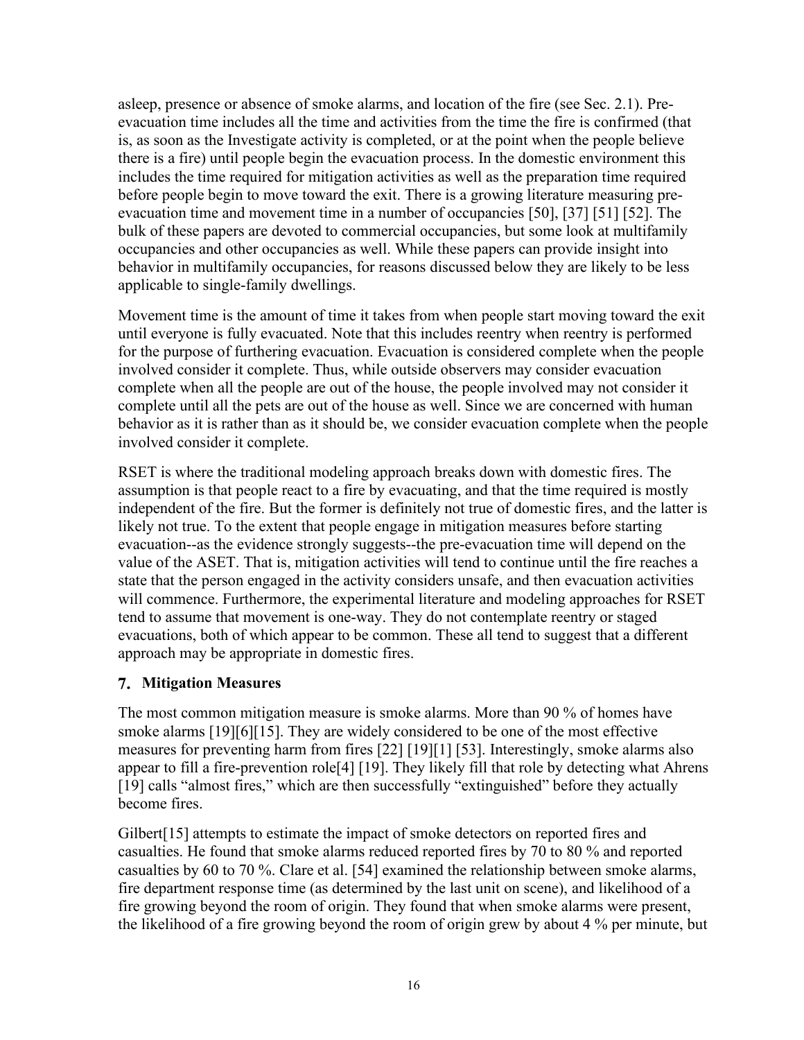asleep, presence or absence of smoke alarms, and location of the fire (see Sec. 2.1). Pre-evacuation time includes all the time and activities from the time the fire is confirmed (that is, as soon as the Investigate activity is completed, or at the point when the people believe there is a fire) until people begin the evacuation process. In the domestic environment this includes the time required for mitigation activities as well as the preparation time required before people begin to move toward the exit. There is a growing literature measuring pre-evacuation time and movement time in a number of occupancies [50], [37] [51] [52]. The bulk of these papers are devoted to commercial occupancies, but some look at multifamily occupancies and other occupancies as well. While these papers can provide insight into behavior in multifamily occupancies, for reasons discussed below they are likely to be less applicable to single-family dwellings.

Movement time is the amount of time it takes from when people start moving toward the exit until everyone is fully evacuated. Note that this includes reentry when reentry is performed for the purpose of furthering evacuation. Evacuation is considered complete when the people involved consider it complete. Thus, while outside observers may consider evacuation complete when all the people are out of the house, the people involved may not consider it complete until all the pets are out of the house as well. Since we are concerned with human behavior as it is rather than as it should be, we consider evacuation complete when the people involved consider it complete.

RSET is where the traditional modeling approach breaks down with domestic fires. The assumption is that people react to a fire by evacuating, and that the time required is mostly independent of the fire. But the former is definitely not true of domestic fires, and the latter is likely not true. To the extent that people engage in mitigation measures before starting evacuation--as the evidence strongly suggests--the pre-evacuation time will depend on the value of the ASET. That is, mitigation activities will tend to continue until the fire reaches a state that the person engaged in the activity considers unsafe, and then evacuation activities will commence. Furthermore, the experimental literature and modeling approaches for RSET tend to assume that movement is one-way. They do not contemplate reentry or staged evacuations, both of which appear to be common. These all tend to suggest that a different approach may be appropriate in domestic fires.

## 7. Mitigation Measures

The most common mitigation measure is smoke alarms. More than 90 % of homes have smoke alarms [19][6][15]. They are widely considered to be one of the most effective measures for preventing harm from fires [22] [19][1] [53]. Interestingly, smoke alarms also appear to fill a fire-prevention role[4] [19]. They likely fill that role by detecting what Ahrens [19] calls "almost fires," which are then successfully "extinguished" before they actually become fires.

Gilbert[15] attempts to estimate the impact of smoke detectors on reported fires and casualties. He found that smoke alarms reduced reported fires by 70 to 80 % and reported casualties by 60 to 70 %. Clare et al. [54] examined the relationship between smoke alarms, fire department response time (as determined by the last unit on scene), and likelihood of a fire growing beyond the room of origin. They found that when smoke alarms were present, the likelihood of a fire growing beyond the room of origin grew by about 4 % per minute, but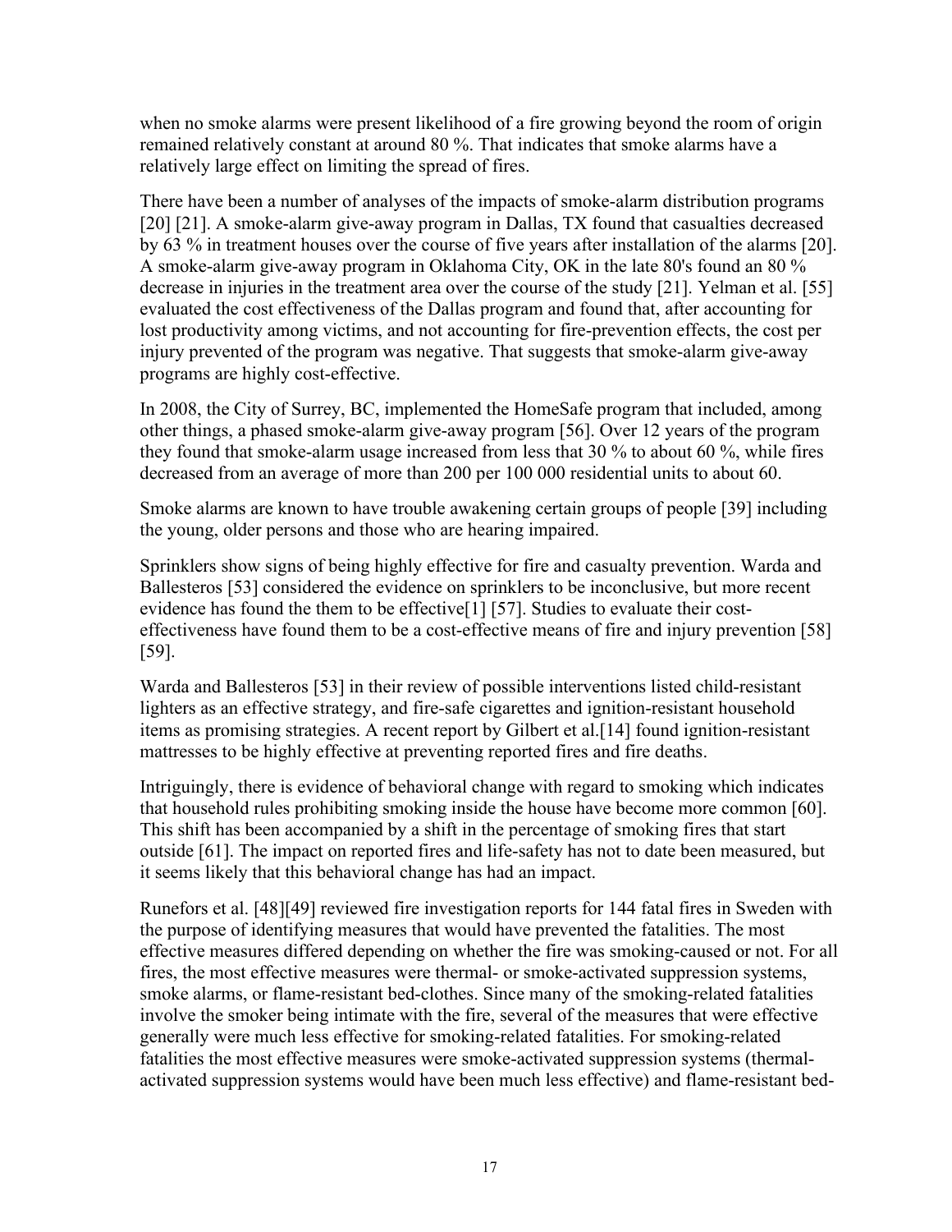when no smoke alarms were present likelihood of a fire growing beyond the room of origin remained relatively constant at around 80 %. That indicates that smoke alarms have a relatively large effect on limiting the spread of fires.

There have been a number of analyses of the impacts of smoke-alarm distribution programs [20] [21]. A smoke-alarm give-away program in Dallas, TX found that casualties decreased by 63 % in treatment houses over the course of five years after installation of the alarms [20]. A smoke-alarm give-away program in Oklahoma City, OK in the late 80's found an 80 % decrease in injuries in the treatment area over the course of the study [21]. Yelman et al. [55] evaluated the cost effectiveness of the Dallas program and found that, after accounting for lost productivity among victims, and not accounting for fire-prevention effects, the cost per injury prevented of the program was negative. That suggests that smoke-alarm give-away programs are highly cost-effective.

In 2008, the City of Surrey, BC, implemented the HomeSafe program that included, among other things, a phased smoke-alarm give-away program [56]. Over 12 years of the program they found that smoke-alarm usage increased from less that 30 % to about 60 %, while fires decreased from an average of more than 200 per 100 000 residential units to about 60.

Smoke alarms are known to have trouble awakening certain groups of people [39] including the young, older persons and those who are hearing impaired.

Sprinklers show signs of being highly effective for fire and casualty prevention. Warda and Ballesteros [53] considered the evidence on sprinklers to be inconclusive, but more recent evidence has found the them to be effective[1] [57]. Studies to evaluate their cost-effectiveness have found them to be a cost-effective means of fire and injury prevention [58] [59].

Warda and Ballesteros [53] in their review of possible interventions listed child-resistant lighters as an effective strategy, and fire-safe cigarettes and ignition-resistant household items as promising strategies. A recent report by Gilbert et al.[14] found ignition-resistant mattresses to be highly effective at preventing reported fires and fire deaths.

Intriguingly, there is evidence of behavioral change with regard to smoking which indicates that household rules prohibiting smoking inside the house have become more common [60]. This shift has been accompanied by a shift in the percentage of smoking fires that start outside [61]. The impact on reported fires and life-safety has not to date been measured, but it seems likely that this behavioral change has had an impact.

Runefors et al. [48][49] reviewed fire investigation reports for 144 fatal fires in Sweden with the purpose of identifying measures that would have prevented the fatalities. The most effective measures differed depending on whether the fire was smoking-caused or not. For all fires, the most effective measures were thermal- or smoke-activated suppression systems, smoke alarms, or flame-resistant bed-clothes. Since many of the smoking-related fatalities involve the smoker being intimate with the fire, several of the measures that were effective generally were much less effective for smoking-related fatalities. For smoking-related fatalities the most effective measures were smoke-activated suppression systems (thermal-activated suppression systems would have been much less effective) and flame-resistant bed-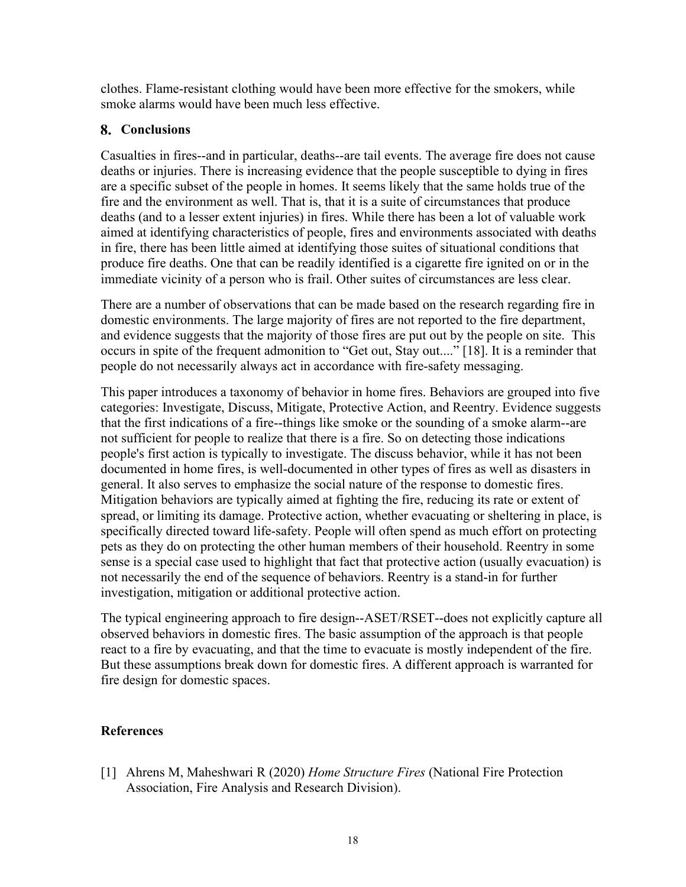clothes. Flame-resistant clothing would have been more effective for the smokers, while smoke alarms would have been much less effective.

## 8. Conclusions

Casualties in fires--and in particular, deaths--are tail events. The average fire does not cause deaths or injuries. There is increasing evidence that the people susceptible to dying in fires are a specific subset of the people in homes. It seems likely that the same holds true of the fire and the environment as well. That is, that it is a suite of circumstances that produce deaths (and to a lesser extent injuries) in fires. While there has been a lot of valuable work aimed at identifying characteristics of people, fires and environments associated with deaths in fire, there has been little aimed at identifying those suites of situational conditions that produce fire deaths. One that can be readily identified is a cigarette fire ignited on or in the immediate vicinity of a person who is frail. Other suites of circumstances are less clear.

There are a number of observations that can be made based on the research regarding fire in domestic environments. The large majority of fires are not reported to the fire department, and evidence suggests that the majority of those fires are put out by the people on site. This occurs in spite of the frequent admonition to "Get out, Stay out...." [18]. It is a reminder that people do not necessarily always act in accordance with fire-safety messaging.

This paper introduces a taxonomy of behavior in home fires. Behaviors are grouped into five categories: Investigate, Discuss, Mitigate, Protective Action, and Reentry. Evidence suggests that the first indications of a fire--things like smoke or the sounding of a smoke alarm--are not sufficient for people to realize that there is a fire. So on detecting those indications people's first action is typically to investigate. The discuss behavior, while it has not been documented in home fires, is well-documented in other types of fires as well as disasters in general. It also serves to emphasize the social nature of the response to domestic fires. Mitigation behaviors are typically aimed at fighting the fire, reducing its rate or extent of spread, or limiting its damage. Protective action, whether evacuating or sheltering in place, is specifically directed toward life-safety. People will often spend as much effort on protecting pets as they do on protecting the other human members of their household. Reentry in some sense is a special case used to highlight that fact that protective action (usually evacuation) is not necessarily the end of the sequence of behaviors. Reentry is a stand-in for further investigation, mitigation or additional protective action.

The typical engineering approach to fire design--ASET/RSET--does not explicitly capture all observed behaviors in domestic fires. The basic assumption of the approach is that people react to a fire by evacuating, and that the time to evacuate is mostly independent of the fire. But these assumptions break down for domestic fires. A different approach is warranted for fire design for domestic spaces.

## References

[1] Ahrens M, Maheshwari R (2020) *Home Structure Fires* (National Fire Protection Association, Fire Analysis and Research Division).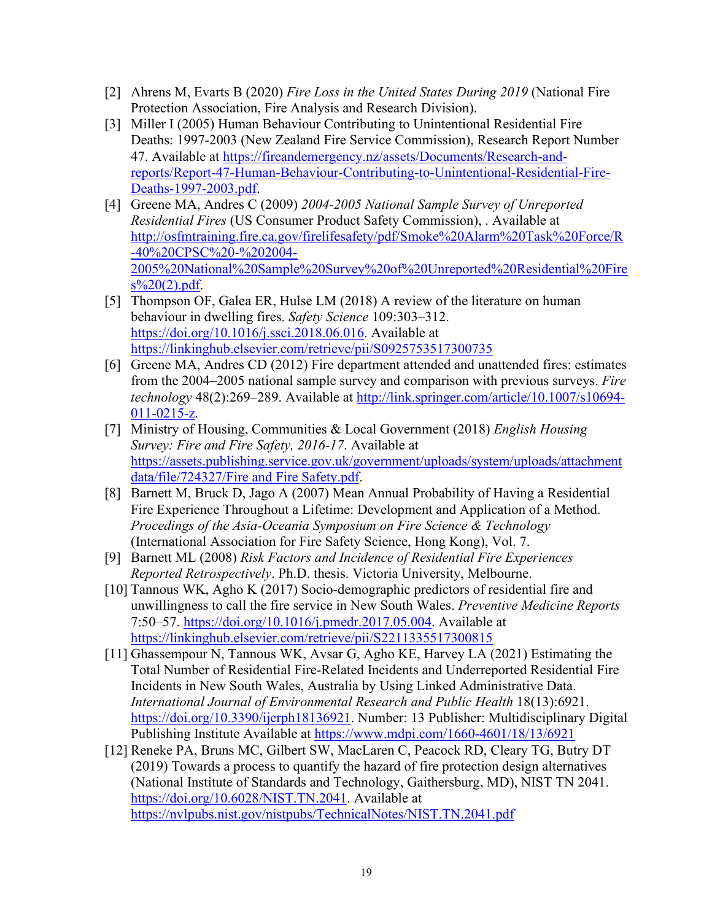[2] Ahrens M, Evarts B (2020) *Fire Loss in the United States During 2019* (National Fire Protection Association, Fire Analysis and Research Division).

[3] Miller I (2005) Human Behaviour Contributing to Unintentional Residential Fire Deaths: 1997-2003 (New Zealand Fire Service Commission), Research Report Number 47. Available at https://fireandemergency.nz/assets/Documents/Research-and-reports/Report-47-Human-Behaviour-Contributing-to-Unintentional-Residential-Fire-Deaths-1997-2003.pdf.

[4] Greene MA, Andres C (2009) *2004-2005 National Sample Survey of Unreported Residential Fires* (US Consumer Product Safety Commission), . Available at http://osfmtraining.fire.ca.gov/firelifesafety/pdf/Smoke%20Alarm%20Task%20Force/R-40%20CPSC%20-%202004-2005%20National%20Sample%20Survey%20of%20Unreported%20Residential%20Fires%20(2).pdf.

[5] Thompson OF, Galea ER, Hulse LM (2018) A review of the literature on human behaviour in dwelling fires. *Safety Science* 109:303–312. https://doi.org/10.1016/j.ssci.2018.06.016. Available at https://linkinghub.elsevier.com/retrieve/pii/S0925753517300735

[6] Greene MA, Andres CD (2012) Fire department attended and unattended fires: estimates from the 2004–2005 national sample survey and comparison with previous surveys. *Fire technology* 48(2):269–289. Available at http://link.springer.com/article/10.1007/s10694-011-0215-z.

[7] Ministry of Housing, Communities & Local Government (2018) *English Housing Survey: Fire and Fire Safety, 2016-17*. Available at https://assets.publishing.service.gov.uk/government/uploads/system/uploads/attachment data/file/724327/Fire and Fire Safety.pdf.

[8] Barnett M, Bruck D, Jago A (2007) Mean Annual Probability of Having a Residential Fire Experience Throughout a Lifetime: Development and Application of a Method. *Procedings of the Asia-Oceania Symposium on Fire Science & Technology* (International Association for Fire Safety Science, Hong Kong), Vol. 7.

[9] Barnett ML (2008) *Risk Factors and Incidence of Residential Fire Experiences Reported Retrospectively*. Ph.D. thesis. Victoria University, Melbourne.

[10] Tannous WK, Agho K (2017) Socio-demographic predictors of residential fire and unwillingness to call the fire service in New South Wales. *Preventive Medicine Reports* 7:50–57. https://doi.org/10.1016/j.pmedr.2017.05.004. Available at https://linkinghub.elsevier.com/retrieve/pii/S2211335517300815

[11] Ghassempour N, Tannous WK, Avsar G, Agho KE, Harvey LA (2021) Estimating the Total Number of Residential Fire-Related Incidents and Underreported Residential Fire Incidents in New South Wales, Australia by Using Linked Administrative Data. *International Journal of Environmental Research and Public Health* 18(13):6921. https://doi.org/10.3390/ijerph18136921. Number: 13 Publisher: Multidisciplinary Digital Publishing Institute Available at https://www.mdpi.com/1660-4601/18/13/6921

[12] Reneke PA, Bruns MC, Gilbert SW, MacLaren C, Peacock RD, Cleary TG, Butry DT (2019) Towards a process to quantify the hazard of fire protection design alternatives (National Institute of Standards and Technology, Gaithersburg, MD), NIST TN 2041. https://doi.org/10.6028/NIST.TN.2041. Available at https://nvlpubs.nist.gov/nistpubs/TechnicalNotes/NIST.TN.2041.pdf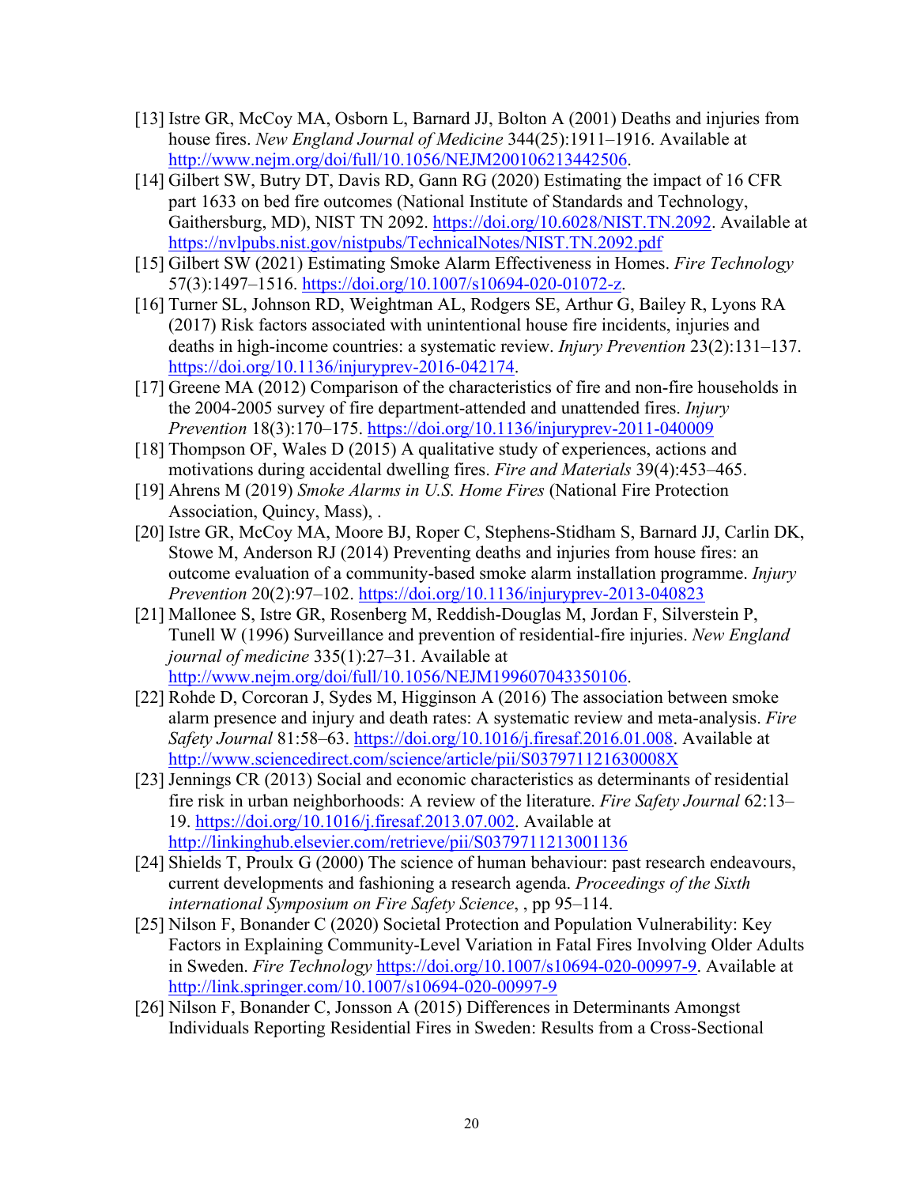[13] Istre GR, McCoy MA, Osborn L, Barnard JJ, Bolton A (2001) Deaths and injuries from house fires. *New England Journal of Medicine* 344(25):1911–1916. Available at http://www.nejm.org/doi/full/10.1056/NEJM200106213442506.

[14] Gilbert SW, Butry DT, Davis RD, Gann RG (2020) Estimating the impact of 16 CFR part 1633 on bed fire outcomes (National Institute of Standards and Technology, Gaithersburg, MD), NIST TN 2092. https://doi.org/10.6028/NIST.TN.2092. Available at https://nvlpubs.nist.gov/nistpubs/TechnicalNotes/NIST.TN.2092.pdf

[15] Gilbert SW (2021) Estimating Smoke Alarm Effectiveness in Homes. *Fire Technology* 57(3):1497–1516. https://doi.org/10.1007/s10694-020-01072-z.

[16] Turner SL, Johnson RD, Weightman AL, Rodgers SE, Arthur G, Bailey R, Lyons RA (2017) Risk factors associated with unintentional house fire incidents, injuries and deaths in high-income countries: a systematic review. *Injury Prevention* 23(2):131–137. https://doi.org/10.1136/injuryprev-2016-042174.

[17] Greene MA (2012) Comparison of the characteristics of fire and non-fire households in the 2004-2005 survey of fire department-attended and unattended fires. *Injury Prevention* 18(3):170–175. https://doi.org/10.1136/injuryprev-2011-040009

[18] Thompson OF, Wales D (2015) A qualitative study of experiences, actions and motivations during accidental dwelling fires. *Fire and Materials* 39(4):453–465.

[19] Ahrens M (2019) *Smoke Alarms in U.S. Home Fires* (National Fire Protection Association, Quincy, Mass), .

[20] Istre GR, McCoy MA, Moore BJ, Roper C, Stephens-Stidham S, Barnard JJ, Carlin DK, Stowe M, Anderson RJ (2014) Preventing deaths and injuries from house fires: an outcome evaluation of a community-based smoke alarm installation programme. *Injury Prevention* 20(2):97–102. https://doi.org/10.1136/injuryprev-2013-040823

[21] Mallonee S, Istre GR, Rosenberg M, Reddish-Douglas M, Jordan F, Silverstein P, Tunell W (1996) Surveillance and prevention of residential-fire injuries. *New England journal of medicine* 335(1):27–31. Available at http://www.nejm.org/doi/full/10.1056/NEJM199607043350106.

[22] Rohde D, Corcoran J, Sydes M, Higginson A (2016) The association between smoke alarm presence and injury and death rates: A systematic review and meta-analysis. *Fire Safety Journal* 81:58–63. https://doi.org/10.1016/j.firesaf.2016.01.008. Available at http://www.sciencedirect.com/science/article/pii/S037971121630008X

[23] Jennings CR (2013) Social and economic characteristics as determinants of residential fire risk in urban neighborhoods: A review of the literature. *Fire Safety Journal* 62:13–19. https://doi.org/10.1016/j.firesaf.2013.07.002. Available at http://linkinghub.elsevier.com/retrieve/pii/S0379711213001136

[24] Shields T, Proulx G (2000) The science of human behaviour: past research endeavours, current developments and fashioning a research agenda. *Proceedings of the Sixth international Symposium on Fire Safety Science*, , pp 95–114.

[25] Nilson F, Bonander C (2020) Societal Protection and Population Vulnerability: Key Factors in Explaining Community-Level Variation in Fatal Fires Involving Older Adults in Sweden. *Fire Technology* https://doi.org/10.1007/s10694-020-00997-9. Available at http://link.springer.com/10.1007/s10694-020-00997-9

[26] Nilson F, Bonander C, Jonsson A (2015) Differences in Determinants Amongst Individuals Reporting Residential Fires in Sweden: Results from a Cross-Sectional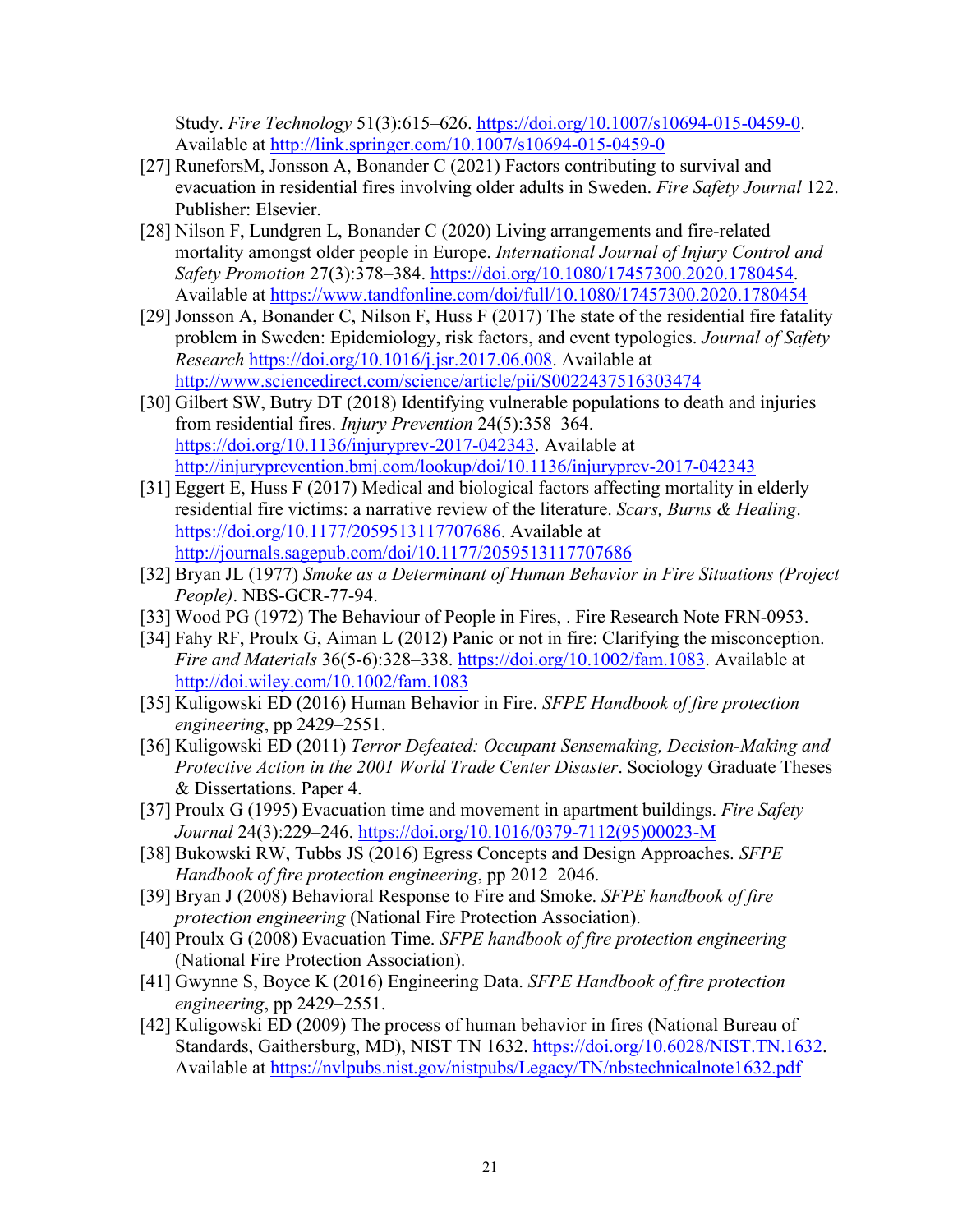Study. *Fire Technology* 51(3):615–626. https://doi.org/10.1007/s10694-015-0459-0. Available at http://link.springer.com/10.1007/s10694-015-0459-0

[27] RuneforsM, Jonsson A, Bonander C (2021) Factors contributing to survival and evacuation in residential fires involving older adults in Sweden. *Fire Safety Journal* 122. Publisher: Elsevier.

[28] Nilson F, Lundgren L, Bonander C (2020) Living arrangements and fire-related mortality amongst older people in Europe. *International Journal of Injury Control and Safety Promotion* 27(3):378–384. https://doi.org/10.1080/17457300.2020.1780454. Available at https://www.tandfonline.com/doi/full/10.1080/17457300.2020.1780454

[29] Jonsson A, Bonander C, Nilson F, Huss F (2017) The state of the residential fire fatality problem in Sweden: Epidemiology, risk factors, and event typologies. *Journal of Safety Research* https://doi.org/10.1016/j.jsr.2017.06.008. Available at http://www.sciencedirect.com/science/article/pii/S0022437516303474

[30] Gilbert SW, Butry DT (2018) Identifying vulnerable populations to death and injuries from residential fires. *Injury Prevention* 24(5):358–364. https://doi.org/10.1136/injuryprev-2017-042343. Available at http://injuryprevention.bmj.com/lookup/doi/10.1136/injuryprev-2017-042343

[31] Eggert E, Huss F (2017) Medical and biological factors affecting mortality in elderly residential fire victims: a narrative review of the literature. *Scars, Burns & Healing*. https://doi.org/10.1177/2059513117707686. Available at http://journals.sagepub.com/doi/10.1177/2059513117707686

[32] Bryan JL (1977) *Smoke as a Determinant of Human Behavior in Fire Situations (Project People)*. NBS-GCR-77-94.

[33] Wood PG (1972) The Behaviour of People in Fires, . Fire Research Note FRN-0953.

[34] Fahy RF, Proulx G, Aiman L (2012) Panic or not in fire: Clarifying the misconception. *Fire and Materials* 36(5-6):328–338. https://doi.org/10.1002/fam.1083. Available at http://doi.wiley.com/10.1002/fam.1083

[35] Kuligowski ED (2016) Human Behavior in Fire. *SFPE Handbook of fire protection engineering*, pp 2429–2551.

[36] Kuligowski ED (2011) *Terror Defeated: Occupant Sensemaking, Decision-Making and Protective Action in the 2001 World Trade Center Disaster*. Sociology Graduate Theses & Dissertations. Paper 4.

[37] Proulx G (1995) Evacuation time and movement in apartment buildings. *Fire Safety Journal* 24(3):229–246. https://doi.org/10.1016/0379-7112(95)00023-M

[38] Bukowski RW, Tubbs JS (2016) Egress Concepts and Design Approaches. *SFPE Handbook of fire protection engineering*, pp 2012–2046.

[39] Bryan J (2008) Behavioral Response to Fire and Smoke. *SFPE handbook of fire protection engineering* (National Fire Protection Association).

[40] Proulx G (2008) Evacuation Time. *SFPE handbook of fire protection engineering* (National Fire Protection Association).

[41] Gwynne S, Boyce K (2016) Engineering Data. *SFPE Handbook of fire protection engineering*, pp 2429–2551.

[42] Kuligowski ED (2009) The process of human behavior in fires (National Bureau of Standards, Gaithersburg, MD), NIST TN 1632. https://doi.org/10.6028/NIST.TN.1632. Available at https://nvlpubs.nist.gov/nistpubs/Legacy/TN/nbstechnicalnote1632.pdf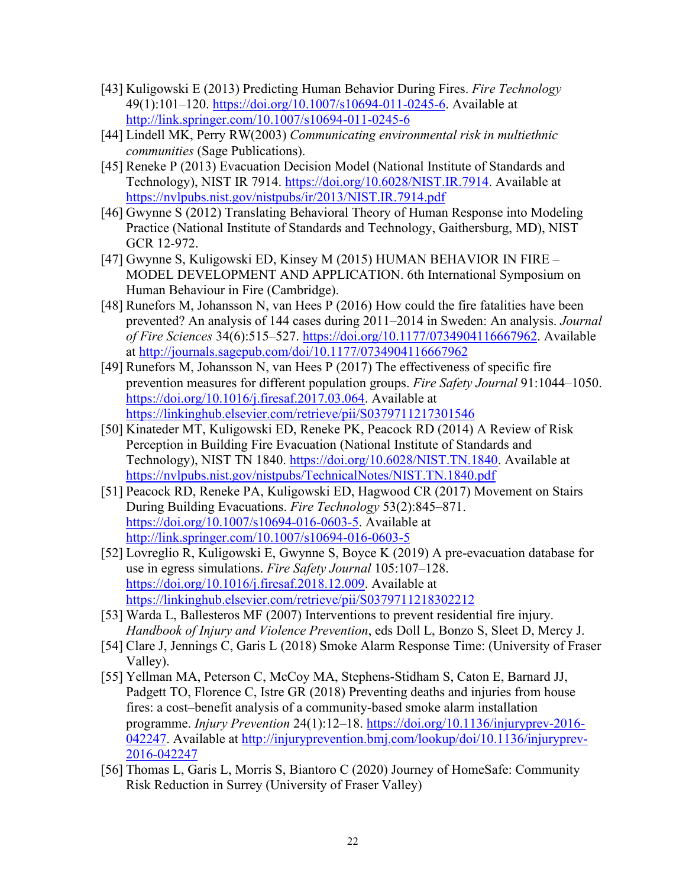[43] Kuligowski E (2013) Predicting Human Behavior During Fires. *Fire Technology* 49(1):101–120. https://doi.org/10.1007/s10694-011-0245-6. Available at http://link.springer.com/10.1007/s10694-011-0245-6

[44] Lindell MK, Perry RW(2003) *Communicating environmental risk in multiethnic communities* (Sage Publications).

[45] Reneke P (2013) Evacuation Decision Model (National Institute of Standards and Technology), NIST IR 7914. https://doi.org/10.6028/NIST.IR.7914. Available at https://nvlpubs.nist.gov/nistpubs/ir/2013/NIST.IR.7914.pdf

[46] Gwynne S (2012) Translating Behavioral Theory of Human Response into Modeling Practice (National Institute of Standards and Technology, Gaithersburg, MD), NIST GCR 12-972.

[47] Gwynne S, Kuligowski ED, Kinsey M (2015) HUMAN BEHAVIOR IN FIRE – MODEL DEVELOPMENT AND APPLICATION. 6th International Symposium on Human Behaviour in Fire (Cambridge).

[48] Runefors M, Johansson N, van Hees P (2016) How could the fire fatalities have been prevented? An analysis of 144 cases during 2011–2014 in Sweden: An analysis. *Journal of Fire Sciences* 34(6):515–527. https://doi.org/10.1177/0734904116667962. Available at http://journals.sagepub.com/doi/10.1177/0734904116667962

[49] Runefors M, Johansson N, van Hees P (2017) The effectiveness of specific fire prevention measures for different population groups. *Fire Safety Journal* 91:1044–1050. https://doi.org/10.1016/j.firesaf.2017.03.064. Available at https://linkinghub.elsevier.com/retrieve/pii/S0379711217301546

[50] Kinateder MT, Kuligowski ED, Reneke PK, Peacock RD (2014) A Review of Risk Perception in Building Fire Evacuation (National Institute of Standards and Technology), NIST TN 1840. https://doi.org/10.6028/NIST.TN.1840. Available at https://nvlpubs.nist.gov/nistpubs/TechnicalNotes/NIST.TN.1840.pdf

[51] Peacock RD, Reneke PA, Kuligowski ED, Hagwood CR (2017) Movement on Stairs During Building Evacuations. *Fire Technology* 53(2):845–871. https://doi.org/10.1007/s10694-016-0603-5. Available at http://link.springer.com/10.1007/s10694-016-0603-5

[52] Lovreglio R, Kuligowski E, Gwynne S, Boyce K (2019) A pre-evacuation database for use in egress simulations. *Fire Safety Journal* 105:107–128. https://doi.org/10.1016/j.firesaf.2018.12.009. Available at https://linkinghub.elsevier.com/retrieve/pii/S0379711218302212

[53] Warda L, Ballesteros MF (2007) Interventions to prevent residential fire injury. *Handbook of Injury and Violence Prevention*, eds Doll L, Bonzo S, Sleet D, Mercy J.

[54] Clare J, Jennings C, Garis L (2018) Smoke Alarm Response Time: (University of Fraser Valley).

[55] Yellman MA, Peterson C, McCoy MA, Stephens-Stidham S, Caton E, Barnard JJ, Padgett TO, Florence C, Istre GR (2018) Preventing deaths and injuries from house fires: a cost–benefit analysis of a community-based smoke alarm installation programme. *Injury Prevention* 24(1):12–18. https://doi.org/10.1136/injuryprev-2016-042247. Available at http://injuryprevention.bmj.com/lookup/doi/10.1136/injuryprev-2016-042247

[56] Thomas L, Garis L, Morris S, Biantoro C (2020) Journey of HomeSafe: Community Risk Reduction in Surrey (University of Fraser Valley)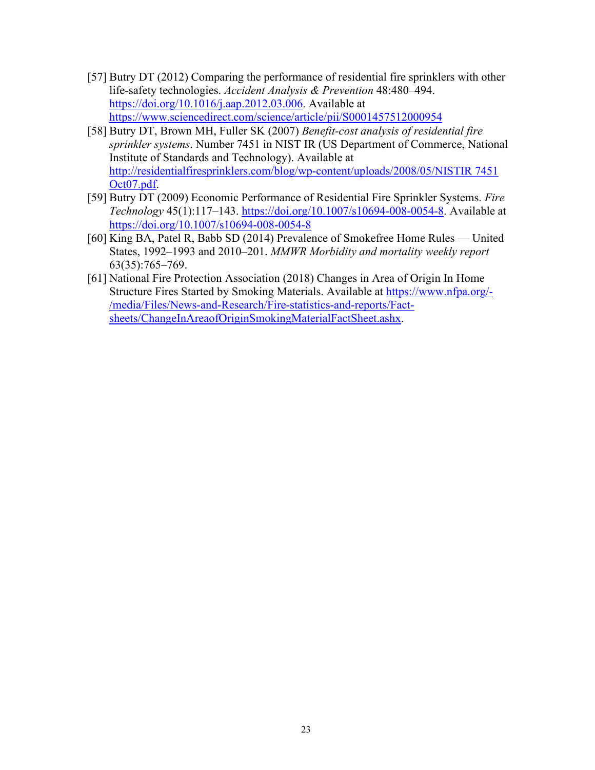[57] Butry DT (2012) Comparing the performance of residential fire sprinklers with other life-safety technologies. *Accident Analysis & Prevention* 48:480–494. https://doi.org/10.1016/j.aap.2012.03.006. Available at https://www.sciencedirect.com/science/article/pii/S0001457512000954

[58] Butry DT, Brown MH, Fuller SK (2007) *Benefit-cost analysis of residential fire sprinkler systems*. Number 7451 in NIST IR (US Department of Commerce, National Institute of Standards and Technology). Available at http://residentialfiresprinklers.com/blog/wp-content/uploads/2008/05/NISTIR 7451 Oct07.pdf.

[59] Butry DT (2009) Economic Performance of Residential Fire Sprinkler Systems. *Fire Technology* 45(1):117–143. https://doi.org/10.1007/s10694-008-0054-8. Available at https://doi.org/10.1007/s10694-008-0054-8

[60] King BA, Patel R, Babb SD (2014) Prevalence of Smokefree Home Rules — United States, 1992–1993 and 2010–201. *MMWR Morbidity and mortality weekly report* 63(35):765–769.

[61] National Fire Protection Association (2018) Changes in Area of Origin In Home Structure Fires Started by Smoking Materials. Available at https://www.nfpa.org/-/media/Files/News-and-Research/Fire-statistics-and-reports/Fact-sheets/ChangeInAreaofOriginSmokingMaterialFactSheet.ashx.